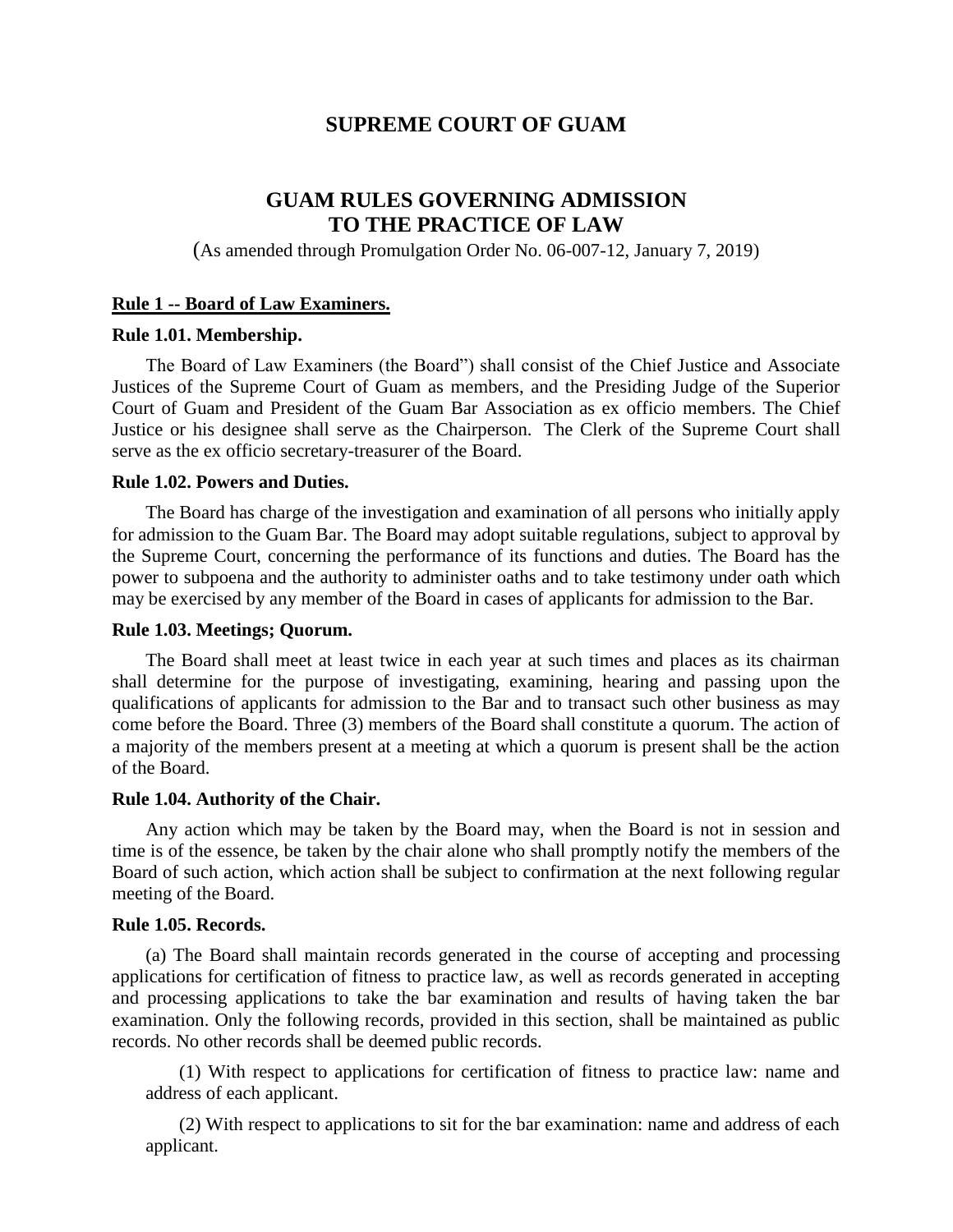# SUPREME COURT OF GUAM

## GUAM RULES GOVERNING ADMISSION TO THE PRACTICE OF LAW

(As amended through Promulgation Order No. 06-007-12, January 7, 2019)

### Rule 1 -- Board of Law Examiners.

**Rule 1.01. Membership.**

The Board of Law Examiners (the Board") shall consist of the Chief Justice and Associate Justices of the Supreme Court of Guam as members, and the Presiding Judge of the Superior Court of Guam and President of the Guam Bar Association as ex officio members. The Chief Justice or his designee shall serve as the Chairperson. The Clerk of the Supreme Court shall serve as the ex officio secretary-treasurer of the Board.

**Rule 1.02. Powers and Duties.**

The Board has charge of the investigation and examination of all persons who initially apply for admission to the Guam Bar. The Board may adopt suitable regulations, subject to approval by the Supreme Court, concerning the performance of its functions and duties. The Board has the power to subpoena and the authority to administer oaths and to take testimony under oath which may be exercised by any member of the Board in cases of applicants for admission to the Bar.

**Rule 1.03. Meetings; Quorum.**

The Board shall meet at least twice in each year at such times and places as its chairman shall determine for the purpose of investigating, examining, hearing and passing upon the qualifications of applicants for admission to the Bar and to transact such other business as may come before the Board. Three (3) members of the Board shall constitute a quorum. The action of a majority of the members present at a meeting at which a quorum is present shall be the action of the Board.

**Rule 1.04. Authority of the Chair.**

Any action which may be taken by the Board may, when the Board is not in session and time is of the essence, be taken by the chair alone who shall promptly notify the members of the Board of such action, which action shall be subject to confirmation at the next following regular meeting of the Board.

**Rule 1.05. Records.**

(a) The Board shall maintain records generated in the course of accepting and processing applications for certification of fitness to practice law, as well as records generated in accepting and processing applications to take the bar examination and results of having taken the bar examination. Only the following records, provided in this section, shall be maintained as public records. No other records shall be deemed public records.

(1) With respect to applications for certification of fitness to practice law: name and address of each applicant.

(2) With respect to applications to sit for the bar examination: name and address of each applicant.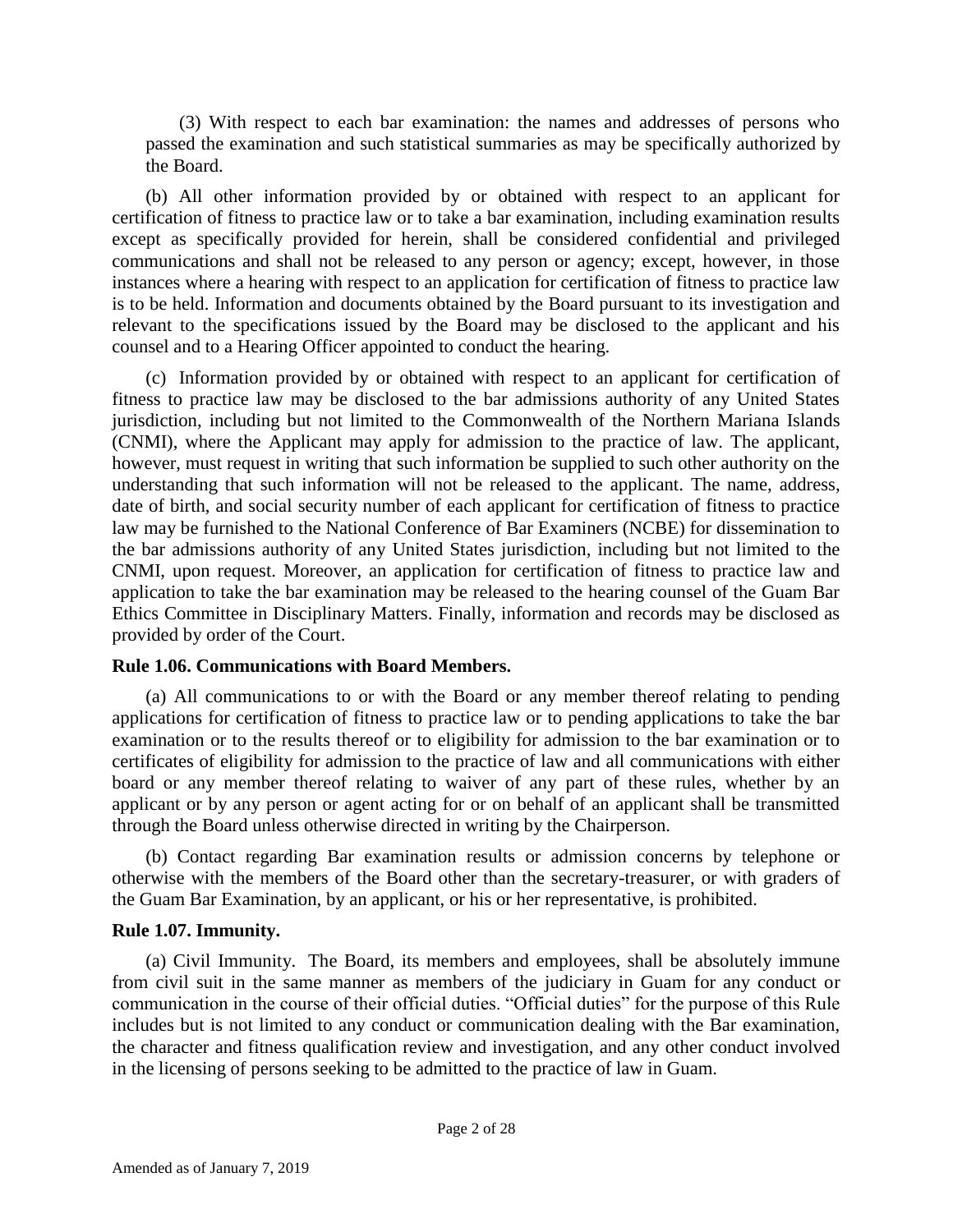(3) With respect to each bar examination: the names and addresses of persons who passed the examination and such statistical summaries as may be specifically authorized by the Board.

(b) All other information provided by or obtained with respect to an applicant for certification of fitness to practice law or to take a bar examination, including examination results except as specifically provided for herein, shall be considered confidential and privileged communications and shall not be released to any person or agency; except, however, in those instances where a hearing with respect to an application for certification of fitness to practice law is to be held. Information and documents obtained by the Board pursuant to its investigation and relevant to the specifications issued by the Board may be disclosed to the applicant and his counsel and to a Hearing Officer appointed to conduct the hearing.

(c) Information provided by or obtained with respect to an applicant for certification of fitness to practice law may be disclosed to the bar admissions authority of any United States jurisdiction, including but not limited to the Commonwealth of the Northern Mariana Islands (CNMI), where the Applicant may apply for admission to the practice of law. The applicant, however, must request in writing that such information be supplied to such other authority on the understanding that such information will not be released to the applicant. The name, address, date of birth, and social security number of each applicant for certification of fitness to practice law may be furnished to the National Conference of Bar Examiners (NCBE) for dissemination to the bar admissions authority of any United States jurisdiction, including but not limited to the CNMI, upon request. Moreover, an application for certification of fitness to practice law and application to take the bar examination may be released to the hearing counsel of the Guam Bar Ethics Committee in Disciplinary Matters. Finally, information and records may be disclosed as provided by order of the Court.

**Rule 1.06. Communications with Board Members.**

(a) All communications to or with the Board or any member thereof relating to pending applications for certification of fitness to practice law or to pending applications to take the bar examination or to the results thereof or to eligibility for admission to the bar examination or to certificates of eligibility for admission to the practice of law and all communications with either board or any member thereof relating to waiver of any part of these rules, whether by an applicant or by any person or agent acting for or on behalf of an applicant shall be transmitted through the Board unless otherwise directed in writing by the Chairperson.

(b) Contact regarding Bar examination results or admission concerns by telephone or otherwise with the members of the Board other than the secretary-treasurer, or with graders of the Guam Bar Examination, by an applicant, or his or her representative, is prohibited.

**Rule 1.07. Immunity.**

(a) Civil Immunity. The Board, its members and employees, shall be absolutely immune from civil suit in the same manner as members of the judiciary in Guam for any conduct or communication in the course of their official duties. "Official duties" for the purpose of this Rule includes but is not limited to any conduct or communication dealing with the Bar examination, the character and fitness qualification review and investigation, and any other conduct involved in the licensing of persons seeking to be admitted to the practice of law in Guam.

Amended as of January 7, 2019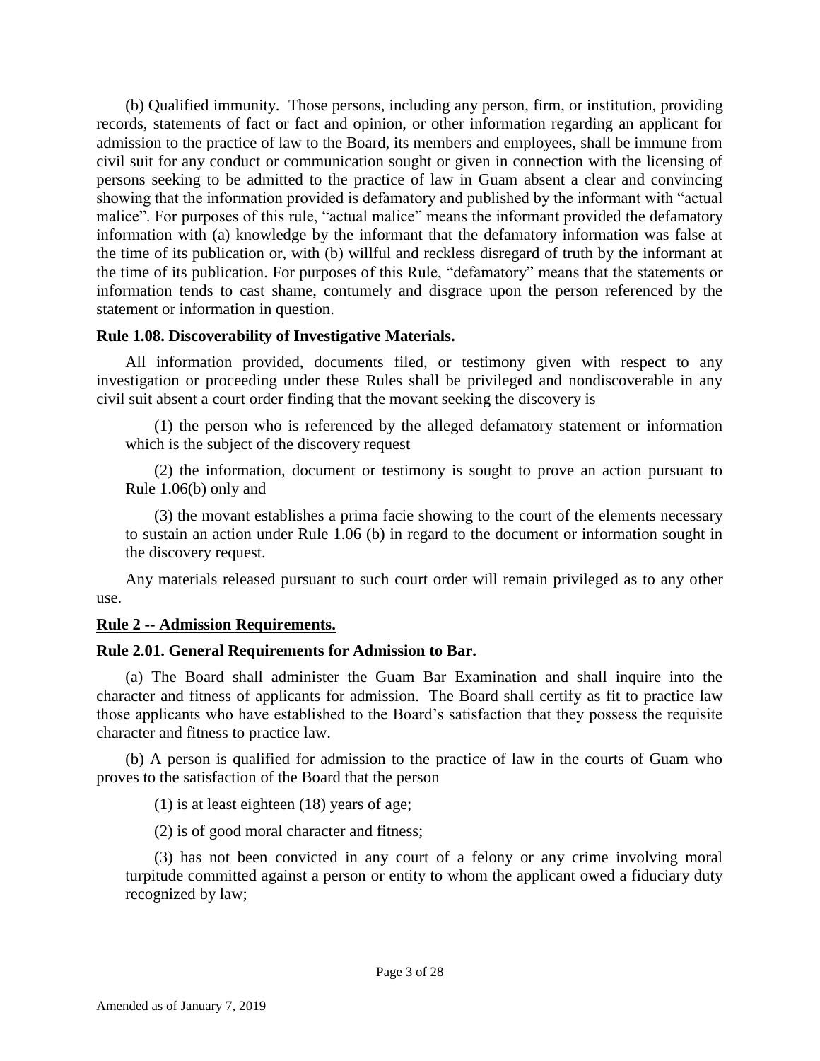(b) Qualified immunity. Those persons, including any person, firm, or institution, providing records, statements of fact or fact and opinion, or other information regarding an applicant for admission to the practice of law to the Board, its members and employees, shall be immune from civil suit for any conduct or communication sought or given in connection with the licensing of persons seeking to be admitted to the practice of law in Guam absent a clear and convincing showing that the information provided is defamatory and published by the informant with "actual malice". For purposes of this rule, "actual malice" means the informant provided the defamatory information with (a) knowledge by the informant that the defamatory information was false at the time of its publication or, with (b) willful and reckless disregard of truth by the informant at the time of its publication. For purposes of this Rule, "defamatory" means that the statements or information tends to cast shame, contumely and disgrace upon the person referenced by the statement or information in question.

**Rule 1.08. Discoverability of Investigative Materials.**

All information provided, documents filed, or testimony given with respect to any investigation or proceeding under these Rules shall be privileged and nondiscoverable in any civil suit absent a court order finding that the movant seeking the discovery is

(1) the person who is referenced by the alleged defamatory statement or information which is the subject of the discovery request

(2) the information, document or testimony is sought to prove an action pursuant to Rule 1.06(b) only and

(3) the movant establishes a prima facie showing to the court of the elements necessary to sustain an action under Rule 1.06 (b) in regard to the document or information sought in the discovery request.

Any materials released pursuant to such court order will remain privileged as to any other use.

**Rule 2 -- Admission Requirements.**

**Rule 2.01. General Requirements for Admission to Bar.**

(a) The Board shall administer the Guam Bar Examination and shall inquire into the character and fitness of applicants for admission. The Board shall certify as fit to practice law those applicants who have established to the Board's satisfaction that they possess the requisite character and fitness to practice law.

(b) A person is qualified for admission to the practice of law in the courts of Guam who proves to the satisfaction of the Board that the person

(1) is at least eighteen (18) years of age;

(2) is of good moral character and fitness;

(3) has not been convicted in any court of a felony or any crime involving moral turpitude committed against a person or entity to whom the applicant owed a fiduciary duty recognized by law;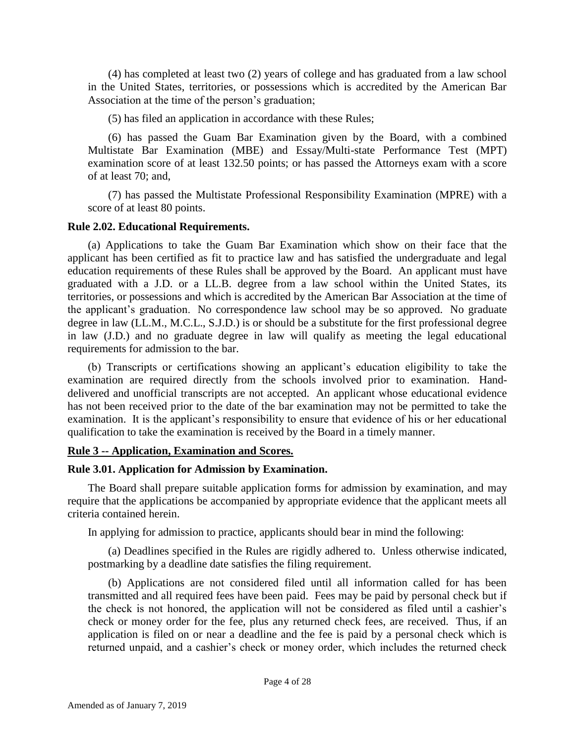(4) has completed at least two (2) years of college and has graduated from a law school in the United States, territories, or possessions which is accredited by the American Bar Association at the time of the person's graduation;

(5) has filed an application in accordance with these Rules;

(6) has passed the Guam Bar Examination given by the Board, with a combined Multistate Bar Examination (MBE) and Essay/Multi-state Performance Test (MPT) examination score of at least 132.50 points; or has passed the Attorneys exam with a score of at least 70; and,

(7) has passed the Multistate Professional Responsibility Examination (MPRE) with a score of at least 80 points.

**Rule 2.02. Educational Requirements.**

(a) Applications to take the Guam Bar Examination which show on their face that the applicant has been certified as fit to practice law and has satisfied the undergraduate and legal education requirements of these Rules shall be approved by the Board. An applicant must have graduated with a J.D. or a LL.B. degree from a law school within the United States, its territories, or possessions and which is accredited by the American Bar Association at the time of the applicant's graduation. No correspondence law school may be so approved. No graduate degree in law (LL.M., M.C.L., S.J.D.) is or should be a substitute for the first professional degree in law (J.D.) and no graduate degree in law will qualify as meeting the legal educational requirements for admission to the bar.

(b) Transcripts or certifications showing an applicant's education eligibility to take the examination are required directly from the schools involved prior to examination. Hand-delivered and unofficial transcripts are not accepted. An applicant whose educational evidence has not been received prior to the date of the bar examination may not be permitted to take the examination. It is the applicant's responsibility to ensure that evidence of his or her educational qualification to take the examination is received by the Board in a timely manner.

## Rule 3 -- Application, Examination and Scores.

**Rule 3.01. Application for Admission by Examination.**

The Board shall prepare suitable application forms for admission by examination, and may require that the applications be accompanied by appropriate evidence that the applicant meets all criteria contained herein.

In applying for admission to practice, applicants should bear in mind the following:

(a) Deadlines specified in the Rules are rigidly adhered to. Unless otherwise indicated, postmarking by a deadline date satisfies the filing requirement.

(b) Applications are not considered filed until all information called for has been transmitted and all required fees have been paid. Fees may be paid by personal check but if the check is not honored, the application will not be considered as filed until a cashier's check or money order for the fee, plus any returned check fees, are received. Thus, if an application is filed on or near a deadline and the fee is paid by a personal check which is returned unpaid, and a cashier's check or money order, which includes the returned check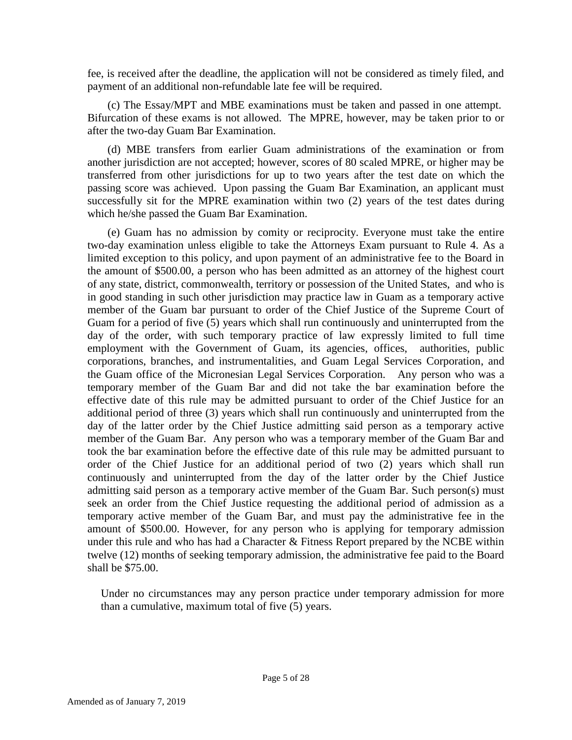fee, is received after the deadline, the application will not be considered as timely filed, and payment of an additional non-refundable late fee will be required.

(c) The Essay/MPT and MBE examinations must be taken and passed in one attempt. Bifurcation of these exams is not allowed. The MPRE, however, may be taken prior to or after the two-day Guam Bar Examination.

(d) MBE transfers from earlier Guam administrations of the examination or from another jurisdiction are not accepted; however, scores of 80 scaled MPRE, or higher may be transferred from other jurisdictions for up to two years after the test date on which the passing score was achieved. Upon passing the Guam Bar Examination, an applicant must successfully sit for the MPRE examination within two (2) years of the test dates during which he/she passed the Guam Bar Examination.

(e) Guam has no admission by comity or reciprocity. Everyone must take the entire two-day examination unless eligible to take the Attorneys Exam pursuant to Rule 4. As a limited exception to this policy, and upon payment of an administrative fee to the Board in the amount of $500.00, a person who has been admitted as an attorney of the highest court of any state, district, commonwealth, territory or possession of the United States, and who is in good standing in such other jurisdiction may practice law in Guam as a temporary active member of the Guam bar pursuant to order of the Chief Justice of the Supreme Court of Guam for a period of five (5) years which shall run continuously and uninterrupted from the day of the order, with such temporary practice of law expressly limited to full time employment with the Government of Guam, its agencies, offices, authorities, public corporations, branches, and instrumentalities, and Guam Legal Services Corporation, and the Guam office of the Micronesian Legal Services Corporation. Any person who was a temporary member of the Guam Bar and did not take the bar examination before the effective date of this rule may be admitted pursuant to order of the Chief Justice for an additional period of three (3) years which shall run continuously and uninterrupted from the day of the latter order by the Chief Justice admitting said person as a temporary active member of the Guam Bar. Any person who was a temporary member of the Guam Bar and took the bar examination before the effective date of this rule may be admitted pursuant to order of the Chief Justice for an additional period of two (2) years which shall run continuously and uninterrupted from the day of the latter order by the Chief Justice admitting said person as a temporary active member of the Guam Bar. Such person(s) must seek an order from the Chief Justice requesting the additional period of admission as a temporary active member of the Guam Bar, and must pay the administrative fee in the amount of $500.00. However, for any person who is applying for temporary admission under this rule and who has had a Character & Fitness Report prepared by the NCBE within twelve (12) months of seeking temporary admission, the administrative fee paid to the Board shall be $75.00.

Under no circumstances may any person practice under temporary admission for more than a cumulative, maximum total of five (5) years.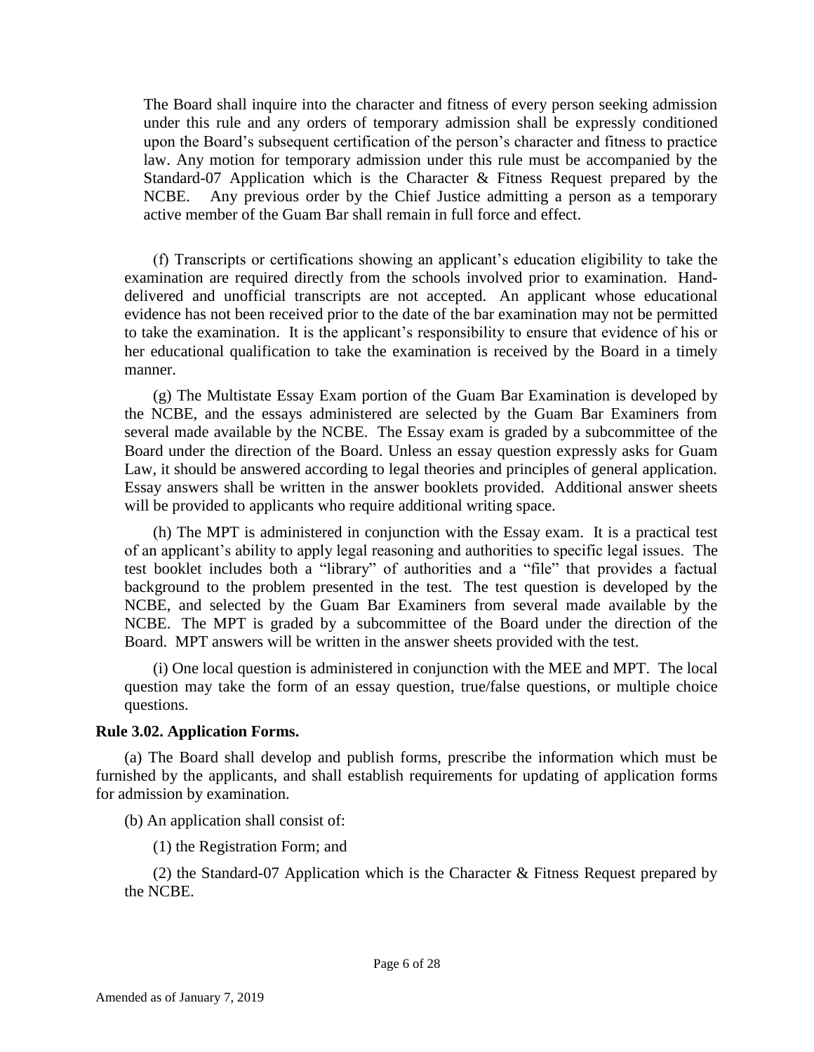The Board shall inquire into the character and fitness of every person seeking admission under this rule and any orders of temporary admission shall be expressly conditioned upon the Board's subsequent certification of the person's character and fitness to practice law. Any motion for temporary admission under this rule must be accompanied by the Standard-07 Application which is the Character & Fitness Request prepared by the NCBE. Any previous order by the Chief Justice admitting a person as a temporary active member of the Guam Bar shall remain in full force and effect.

(f) Transcripts or certifications showing an applicant's education eligibility to take the examination are required directly from the schools involved prior to examination. Hand-delivered and unofficial transcripts are not accepted. An applicant whose educational evidence has not been received prior to the date of the bar examination may not be permitted to take the examination. It is the applicant's responsibility to ensure that evidence of his or her educational qualification to take the examination is received by the Board in a timely manner.

(g) The Multistate Essay Exam portion of the Guam Bar Examination is developed by the NCBE, and the essays administered are selected by the Guam Bar Examiners from several made available by the NCBE. The Essay exam is graded by a subcommittee of the Board under the direction of the Board. Unless an essay question expressly asks for Guam Law, it should be answered according to legal theories and principles of general application. Essay answers shall be written in the answer booklets provided. Additional answer sheets will be provided to applicants who require additional writing space.

(h) The MPT is administered in conjunction with the Essay exam. It is a practical test of an applicant's ability to apply legal reasoning and authorities to specific legal issues. The test booklet includes both a "library" of authorities and a "file" that provides a factual background to the problem presented in the test. The test question is developed by the NCBE, and selected by the Guam Bar Examiners from several made available by the NCBE. The MPT is graded by a subcommittee of the Board under the direction of the Board. MPT answers will be written in the answer sheets provided with the test.

(i) One local question is administered in conjunction with the MEE and MPT. The local question may take the form of an essay question, true/false questions, or multiple choice questions.

**Rule 3.02. Application Forms.**

(a) The Board shall develop and publish forms, prescribe the information which must be furnished by the applicants, and shall establish requirements for updating of application forms for admission by examination.

(b) An application shall consist of:

(1) the Registration Form; and

(2) the Standard-07 Application which is the Character & Fitness Request prepared by the NCBE.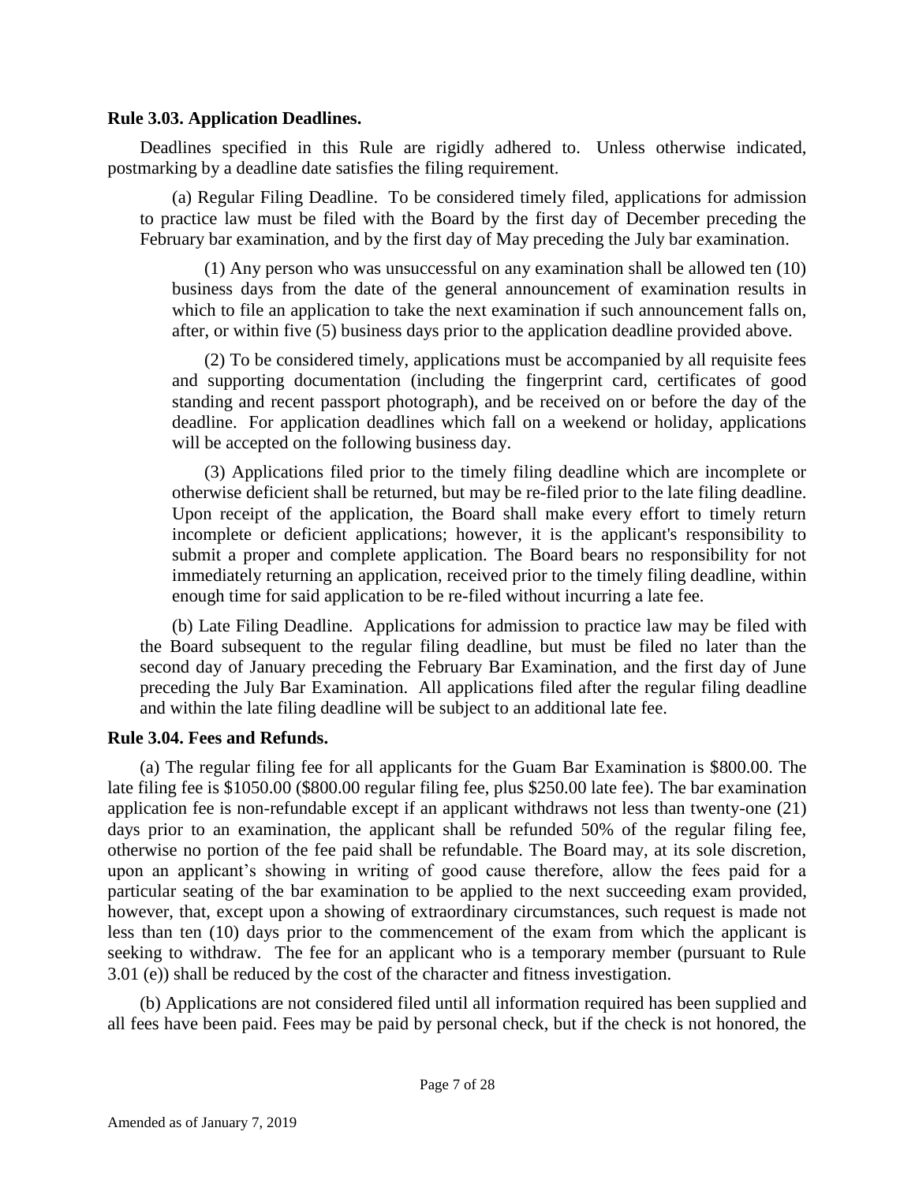**Rule 3.03. Application Deadlines.**

Deadlines specified in this Rule are rigidly adhered to. Unless otherwise indicated, postmarking by a deadline date satisfies the filing requirement.

(a) Regular Filing Deadline. To be considered timely filed, applications for admission to practice law must be filed with the Board by the first day of December preceding the February bar examination, and by the first day of May preceding the July bar examination.

(1) Any person who was unsuccessful on any examination shall be allowed ten (10) business days from the date of the general announcement of examination results in which to file an application to take the next examination if such announcement falls on, after, or within five (5) business days prior to the application deadline provided above.

(2) To be considered timely, applications must be accompanied by all requisite fees and supporting documentation (including the fingerprint card, certificates of good standing and recent passport photograph), and be received on or before the day of the deadline. For application deadlines which fall on a weekend or holiday, applications will be accepted on the following business day.

(3) Applications filed prior to the timely filing deadline which are incomplete or otherwise deficient shall be returned, but may be re-filed prior to the late filing deadline. Upon receipt of the application, the Board shall make every effort to timely return incomplete or deficient applications; however, it is the applicant's responsibility to submit a proper and complete application. The Board bears no responsibility for not immediately returning an application, received prior to the timely filing deadline, within enough time for said application to be re-filed without incurring a late fee.

(b) Late Filing Deadline. Applications for admission to practice law may be filed with the Board subsequent to the regular filing deadline, but must be filed no later than the second day of January preceding the February Bar Examination, and the first day of June preceding the July Bar Examination. All applications filed after the regular filing deadline and within the late filing deadline will be subject to an additional late fee.

**Rule 3.04. Fees and Refunds.**

(a) The regular filing fee for all applicants for the Guam Bar Examination is $800.00. The late filing fee is $1050.00 ($800.00 regular filing fee, plus $250.00 late fee). The bar examination application fee is non-refundable except if an applicant withdraws not less than twenty-one (21) days prior to an examination, the applicant shall be refunded 50% of the regular filing fee, otherwise no portion of the fee paid shall be refundable. The Board may, at its sole discretion, upon an applicant's showing in writing of good cause therefore, allow the fees paid for a particular seating of the bar examination to be applied to the next succeeding exam provided, however, that, except upon a showing of extraordinary circumstances, such request is made not less than ten (10) days prior to the commencement of the exam from which the applicant is seeking to withdraw. The fee for an applicant who is a temporary member (pursuant to Rule 3.01 (e)) shall be reduced by the cost of the character and fitness investigation.

(b) Applications are not considered filed until all information required has been supplied and all fees have been paid. Fees may be paid by personal check, but if the check is not honored, the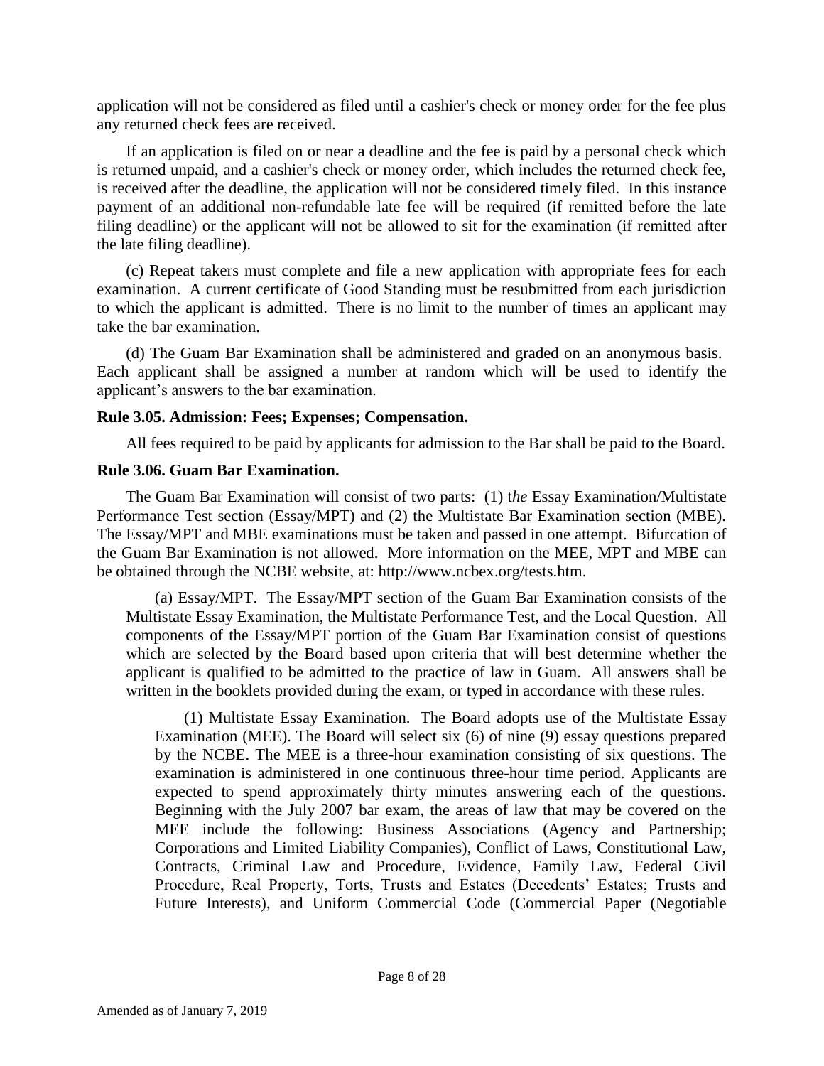application will not be considered as filed until a cashier's check or money order for the fee plus any returned check fees are received.

If an application is filed on or near a deadline and the fee is paid by a personal check which is returned unpaid, and a cashier's check or money order, which includes the returned check fee, is received after the deadline, the application will not be considered timely filed. In this instance payment of an additional non-refundable late fee will be required (if remitted before the late filing deadline) or the applicant will not be allowed to sit for the examination (if remitted after the late filing deadline).

(c) Repeat takers must complete and file a new application with appropriate fees for each examination. A current certificate of Good Standing must be resubmitted from each jurisdiction to which the applicant is admitted. There is no limit to the number of times an applicant may take the bar examination.

(d) The Guam Bar Examination shall be administered and graded on an anonymous basis. Each applicant shall be assigned a number at random which will be used to identify the applicant's answers to the bar examination.

**Rule 3.05. Admission: Fees; Expenses; Compensation.**

All fees required to be paid by applicants for admission to the Bar shall be paid to the Board.

**Rule 3.06. Guam Bar Examination.**

The Guam Bar Examination will consist of two parts: (1) t*he* Essay Examination/Multistate Performance Test section (Essay/MPT) and (2) the Multistate Bar Examination section (MBE). The Essay/MPT and MBE examinations must be taken and passed in one attempt. Bifurcation of the Guam Bar Examination is not allowed. More information on the MEE, MPT and MBE can be obtained through the NCBE website, at: http://www.ncbex.org/tests.htm.

(a) Essay/MPT. The Essay/MPT section of the Guam Bar Examination consists of the Multistate Essay Examination, the Multistate Performance Test, and the Local Question. All components of the Essay/MPT portion of the Guam Bar Examination consist of questions which are selected by the Board based upon criteria that will best determine whether the applicant is qualified to be admitted to the practice of law in Guam. All answers shall be written in the booklets provided during the exam, or typed in accordance with these rules.

(1) Multistate Essay Examination. The Board adopts use of the Multistate Essay Examination (MEE). The Board will select six (6) of nine (9) essay questions prepared by the NCBE. The MEE is a three-hour examination consisting of six questions. The examination is administered in one continuous three-hour time period. Applicants are expected to spend approximately thirty minutes answering each of the questions. Beginning with the July 2007 bar exam, the areas of law that may be covered on the MEE include the following: Business Associations (Agency and Partnership; Corporations and Limited Liability Companies), Conflict of Laws, Constitutional Law, Contracts, Criminal Law and Procedure, Evidence, Family Law, Federal Civil Procedure, Real Property, Torts, Trusts and Estates (Decedents' Estates; Trusts and Future Interests), and Uniform Commercial Code (Commercial Paper (Negotiable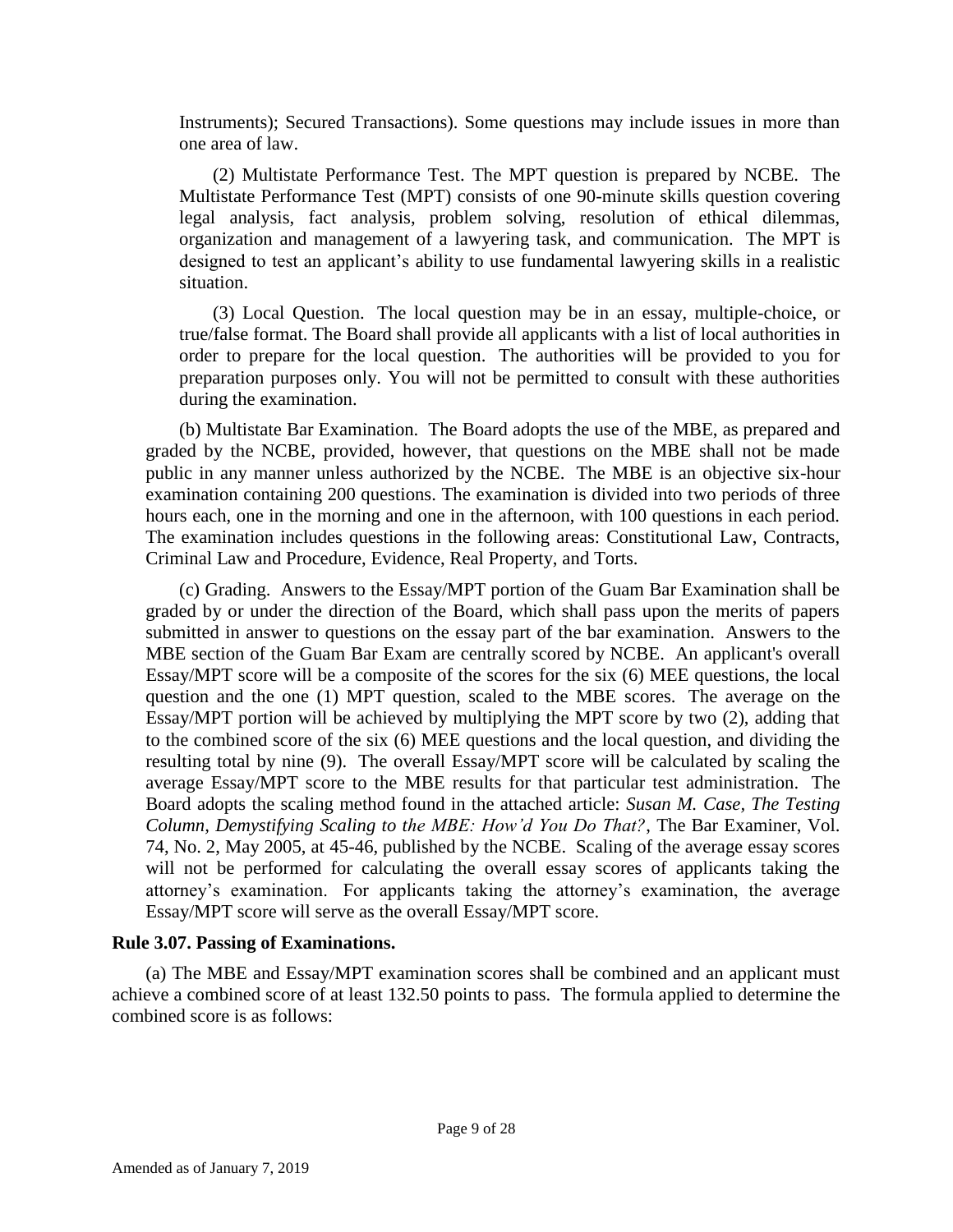Instruments); Secured Transactions). Some questions may include issues in more than one area of law.

(2) Multistate Performance Test. The MPT question is prepared by NCBE. The Multistate Performance Test (MPT) consists of one 90-minute skills question covering legal analysis, fact analysis, problem solving, resolution of ethical dilemmas, organization and management of a lawyering task, and communication. The MPT is designed to test an applicant's ability to use fundamental lawyering skills in a realistic situation.

(3) Local Question. The local question may be in an essay, multiple-choice, or true/false format. The Board shall provide all applicants with a list of local authorities in order to prepare for the local question. The authorities will be provided to you for preparation purposes only. You will not be permitted to consult with these authorities during the examination.

(b) Multistate Bar Examination. The Board adopts the use of the MBE, as prepared and graded by the NCBE, provided, however, that questions on the MBE shall not be made public in any manner unless authorized by the NCBE. The MBE is an objective six-hour examination containing 200 questions. The examination is divided into two periods of three hours each, one in the morning and one in the afternoon, with 100 questions in each period. The examination includes questions in the following areas: Constitutional Law, Contracts, Criminal Law and Procedure, Evidence, Real Property, and Torts.

(c) Grading. Answers to the Essay/MPT portion of the Guam Bar Examination shall be graded by or under the direction of the Board, which shall pass upon the merits of papers submitted in answer to questions on the essay part of the bar examination. Answers to the MBE section of the Guam Bar Exam are centrally scored by NCBE. An applicant's overall Essay/MPT score will be a composite of the scores for the six (6) MEE questions, the local question and the one (1) MPT question, scaled to the MBE scores. The average on the Essay/MPT portion will be achieved by multiplying the MPT score by two (2), adding that to the combined score of the six (6) MEE questions and the local question, and dividing the resulting total by nine (9). The overall Essay/MPT score will be calculated by scaling the average Essay/MPT score to the MBE results for that particular test administration. The Board adopts the scaling method found in the attached article: ***Susan M. Case**, The Testing Column, Demystifying Scaling to the MBE: How'd You Do That?*, The Bar Examiner, Vol. 74, No. 2, May 2005, at 45-46, published by the NCBE. Scaling of the average essay scores will not be performed for calculating the overall essay scores of applicants taking the attorney's examination. For applicants taking the attorney's examination, the average Essay/MPT score will serve as the overall Essay/MPT score.

**Rule 3.07. Passing of Examinations.**

(a) The MBE and Essay/MPT examination scores shall be combined and an applicant must achieve a combined score of at least 132.50 points to pass. The formula applied to determine the combined score is as follows: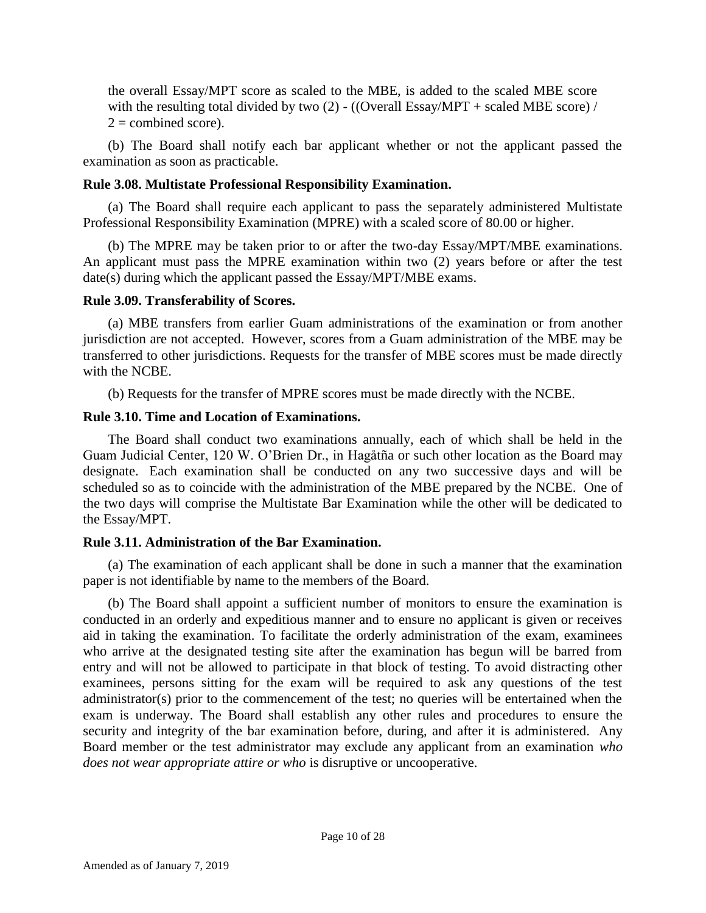the overall Essay/MPT score as scaled to the MBE, is added to the scaled MBE score with the resulting total divided by two (2) - ((Overall Essay/MPT + scaled MBE score) / 2 = combined score).

(b) The Board shall notify each bar applicant whether or not the applicant passed the examination as soon as practicable.

**Rule 3.08. Multistate Professional Responsibility Examination.**

(a) The Board shall require each applicant to pass the separately administered Multistate Professional Responsibility Examination (MPRE) with a scaled score of 80.00 or higher.

(b) The MPRE may be taken prior to or after the two-day Essay/MPT/MBE examinations. An applicant must pass the MPRE examination within two (2) years before or after the test date(s) during which the applicant passed the Essay/MPT/MBE exams.

**Rule 3.09. Transferability of Scores.**

(a) MBE transfers from earlier Guam administrations of the examination or from another jurisdiction are not accepted. However, scores from a Guam administration of the MBE may be transferred to other jurisdictions. Requests for the transfer of MBE scores must be made directly with the NCBE.

(b) Requests for the transfer of MPRE scores must be made directly with the NCBE.

**Rule 3.10. Time and Location of Examinations.**

The Board shall conduct two examinations annually, each of which shall be held in the Guam Judicial Center, 120 W. O'Brien Dr., in Hagåtña or such other location as the Board may designate. Each examination shall be conducted on any two successive days and will be scheduled so as to coincide with the administration of the MBE prepared by the NCBE. One of the two days will comprise the Multistate Bar Examination while the other will be dedicated to the Essay/MPT.

**Rule 3.11. Administration of the Bar Examination.**

(a) The examination of each applicant shall be done in such a manner that the examination paper is not identifiable by name to the members of the Board.

(b) The Board shall appoint a sufficient number of monitors to ensure the examination is conducted in an orderly and expeditious manner and to ensure no applicant is given or receives aid in taking the examination. To facilitate the orderly administration of the exam, examinees who arrive at the designated testing site after the examination has begun will be barred from entry and will not be allowed to participate in that block of testing. To avoid distracting other examinees, persons sitting for the exam will be required to ask any questions of the test administrator(s) prior to the commencement of the test; no queries will be entertained when the exam is underway. The Board shall establish any other rules and procedures to ensure the security and integrity of the bar examination before, during, and after it is administered. Any Board member or the test administrator may exclude any applicant from an examination *who does not wear appropriate attire or who* is disruptive or uncooperative.

Amended as of January 7, 2019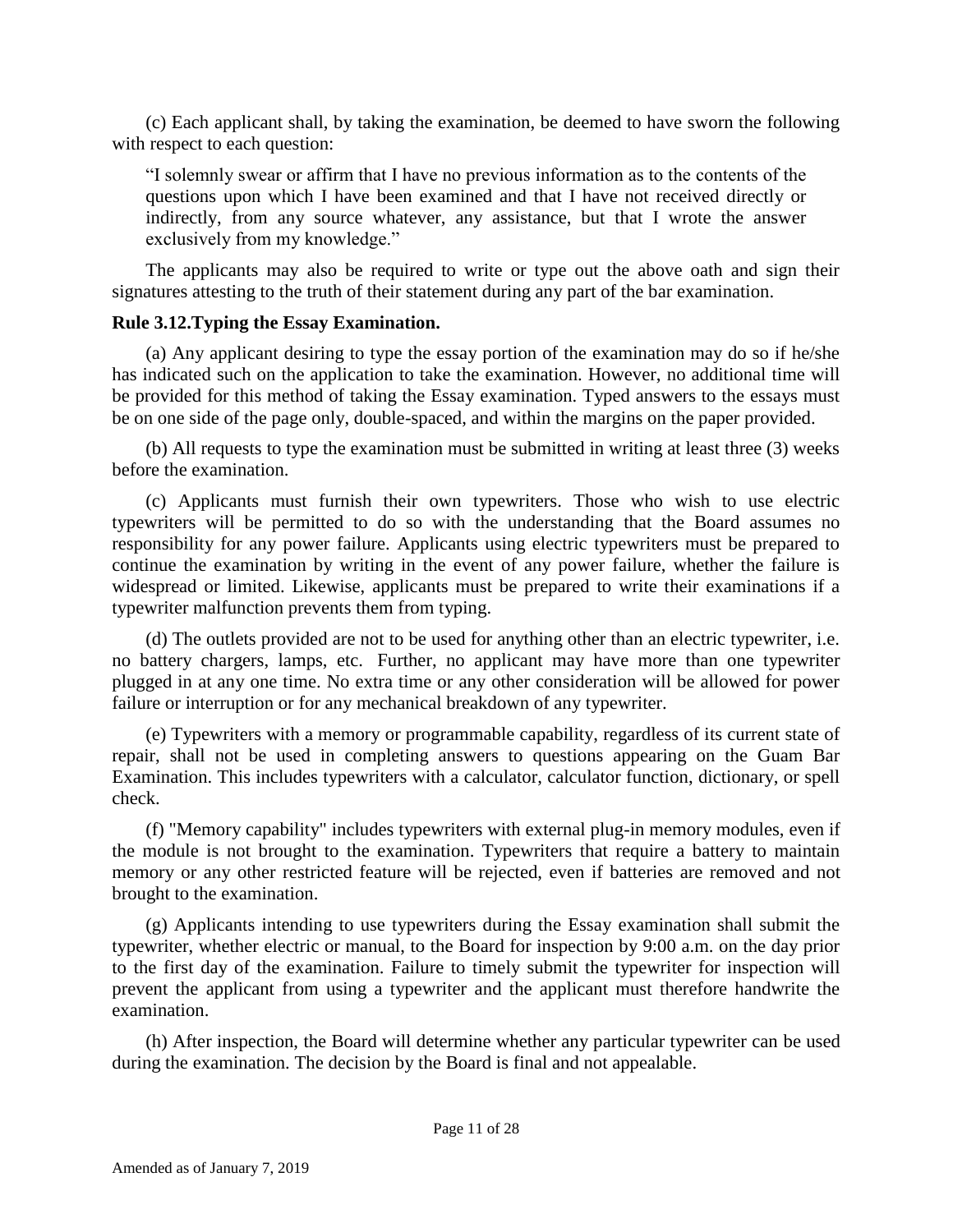(c) Each applicant shall, by taking the examination, be deemed to have sworn the following with respect to each question:

> "I solemnly swear or affirm that I have no previous information as to the contents of the questions upon which I have been examined and that I have not received directly or indirectly, from any source whatever, any assistance, but that I wrote the answer exclusively from my knowledge."

The applicants may also be required to write or type out the above oath and sign their signatures attesting to the truth of their statement during any part of the bar examination.

**Rule 3.12.Typing the Essay Examination.**

(a) Any applicant desiring to type the essay portion of the examination may do so if he/she has indicated such on the application to take the examination. However, no additional time will be provided for this method of taking the Essay examination. Typed answers to the essays must be on one side of the page only, double-spaced, and within the margins on the paper provided.

(b) All requests to type the examination must be submitted in writing at least three (3) weeks before the examination.

(c) Applicants must furnish their own typewriters. Those who wish to use electric typewriters will be permitted to do so with the understanding that the Board assumes no responsibility for any power failure. Applicants using electric typewriters must be prepared to continue the examination by writing in the event of any power failure, whether the failure is widespread or limited. Likewise, applicants must be prepared to write their examinations if a typewriter malfunction prevents them from typing.

(d) The outlets provided are not to be used for anything other than an electric typewriter, i.e. no battery chargers, lamps, etc. Further, no applicant may have more than one typewriter plugged in at any one time. No extra time or any other consideration will be allowed for power failure or interruption or for any mechanical breakdown of any typewriter.

(e) Typewriters with a memory or programmable capability, regardless of its current state of repair, shall not be used in completing answers to questions appearing on the Guam Bar Examination. This includes typewriters with a calculator, calculator function, dictionary, or spell check.

(f) "Memory capability" includes typewriters with external plug-in memory modules, even if the module is not brought to the examination. Typewriters that require a battery to maintain memory or any other restricted feature will be rejected, even if batteries are removed and not brought to the examination.

(g) Applicants intending to use typewriters during the Essay examination shall submit the typewriter, whether electric or manual, to the Board for inspection by 9:00 a.m. on the day prior to the first day of the examination. Failure to timely submit the typewriter for inspection will prevent the applicant from using a typewriter and the applicant must therefore handwrite the examination.

(h) After inspection, the Board will determine whether any particular typewriter can be used during the examination. The decision by the Board is final and not appealable.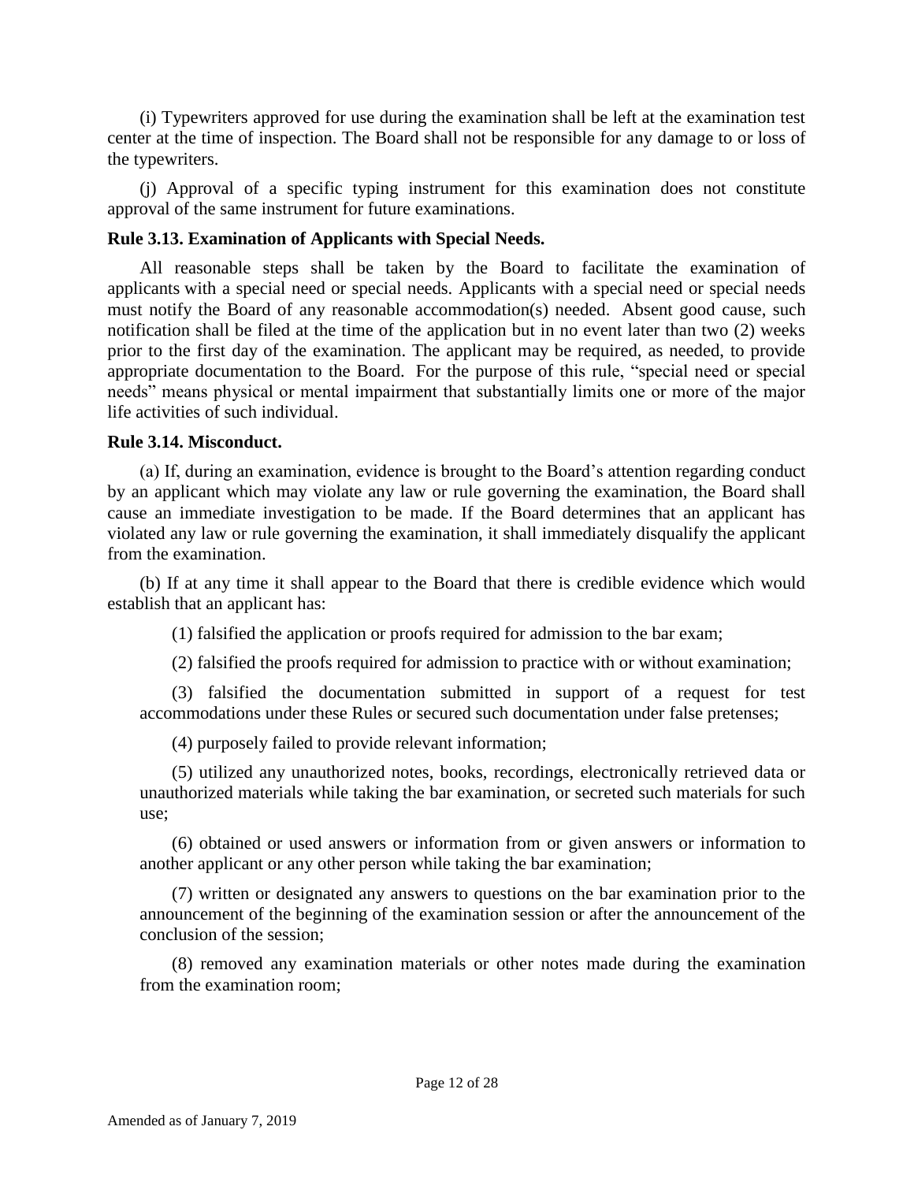(i) Typewriters approved for use during the examination shall be left at the examination test center at the time of inspection. The Board shall not be responsible for any damage to or loss of the typewriters.

(j) Approval of a specific typing instrument for this examination does not constitute approval of the same instrument for future examinations.

**Rule 3.13. Examination of Applicants with Special Needs.**

All reasonable steps shall be taken by the Board to facilitate the examination of applicants with a special need or special needs. Applicants with a special need or special needs must notify the Board of any reasonable accommodation(s) needed. Absent good cause, such notification shall be filed at the time of the application but in no event later than two (2) weeks prior to the first day of the examination. The applicant may be required, as needed, to provide appropriate documentation to the Board. For the purpose of this rule, "special need or special needs" means physical or mental impairment that substantially limits one or more of the major life activities of such individual.

**Rule 3.14. Misconduct.**

(a) If, during an examination, evidence is brought to the Board's attention regarding conduct by an applicant which may violate any law or rule governing the examination, the Board shall cause an immediate investigation to be made. If the Board determines that an applicant has violated any law or rule governing the examination, it shall immediately disqualify the applicant from the examination.

(b) If at any time it shall appear to the Board that there is credible evidence which would establish that an applicant has:

(1) falsified the application or proofs required for admission to the bar exam;

(2) falsified the proofs required for admission to practice with or without examination;

(3) falsified the documentation submitted in support of a request for test accommodations under these Rules or secured such documentation under false pretenses;

(4) purposely failed to provide relevant information;

(5) utilized any unauthorized notes, books, recordings, electronically retrieved data or unauthorized materials while taking the bar examination, or secreted such materials for such use;

(6) obtained or used answers or information from or given answers or information to another applicant or any other person while taking the bar examination;

(7) written or designated any answers to questions on the bar examination prior to the announcement of the beginning of the examination session or after the announcement of the conclusion of the session;

(8) removed any examination materials or other notes made during the examination from the examination room;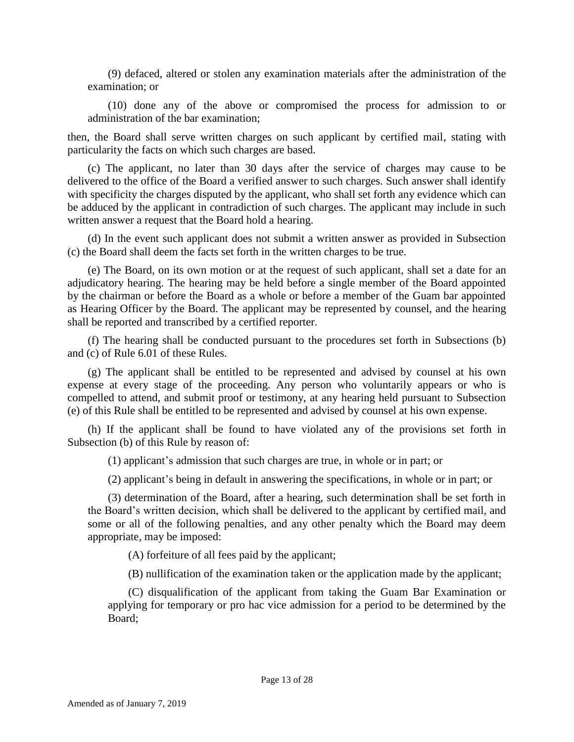(9) defaced, altered or stolen any examination materials after the administration of the examination; or

(10) done any of the above or compromised the process for admission to or administration of the bar examination;

then, the Board shall serve written charges on such applicant by certified mail, stating with particularity the facts on which such charges are based.

(c) The applicant, no later than 30 days after the service of charges may cause to be delivered to the office of the Board a verified answer to such charges. Such answer shall identify with specificity the charges disputed by the applicant, who shall set forth any evidence which can be adduced by the applicant in contradiction of such charges. The applicant may include in such written answer a request that the Board hold a hearing.

(d) In the event such applicant does not submit a written answer as provided in Subsection (c) the Board shall deem the facts set forth in the written charges to be true.

(e) The Board, on its own motion or at the request of such applicant, shall set a date for an adjudicatory hearing. The hearing may be held before a single member of the Board appointed by the chairman or before the Board as a whole or before a member of the Guam bar appointed as Hearing Officer by the Board. The applicant may be represented by counsel, and the hearing shall be reported and transcribed by a certified reporter.

(f) The hearing shall be conducted pursuant to the procedures set forth in Subsections (b) and (c) of Rule 6.01 of these Rules.

(g) The applicant shall be entitled to be represented and advised by counsel at his own expense at every stage of the proceeding. Any person who voluntarily appears or who is compelled to attend, and submit proof or testimony, at any hearing held pursuant to Subsection (e) of this Rule shall be entitled to be represented and advised by counsel at his own expense.

(h) If the applicant shall be found to have violated any of the provisions set forth in Subsection (b) of this Rule by reason of:

(1) applicant's admission that such charges are true, in whole or in part; or

(2) applicant's being in default in answering the specifications, in whole or in part; or

(3) determination of the Board, after a hearing, such determination shall be set forth in the Board's written decision, which shall be delivered to the applicant by certified mail, and some or all of the following penalties, and any other penalty which the Board may deem appropriate, may be imposed:

(A) forfeiture of all fees paid by the applicant;

(B) nullification of the examination taken or the application made by the applicant;

(C) disqualification of the applicant from taking the Guam Bar Examination or applying for temporary or pro hac vice admission for a period to be determined by the Board;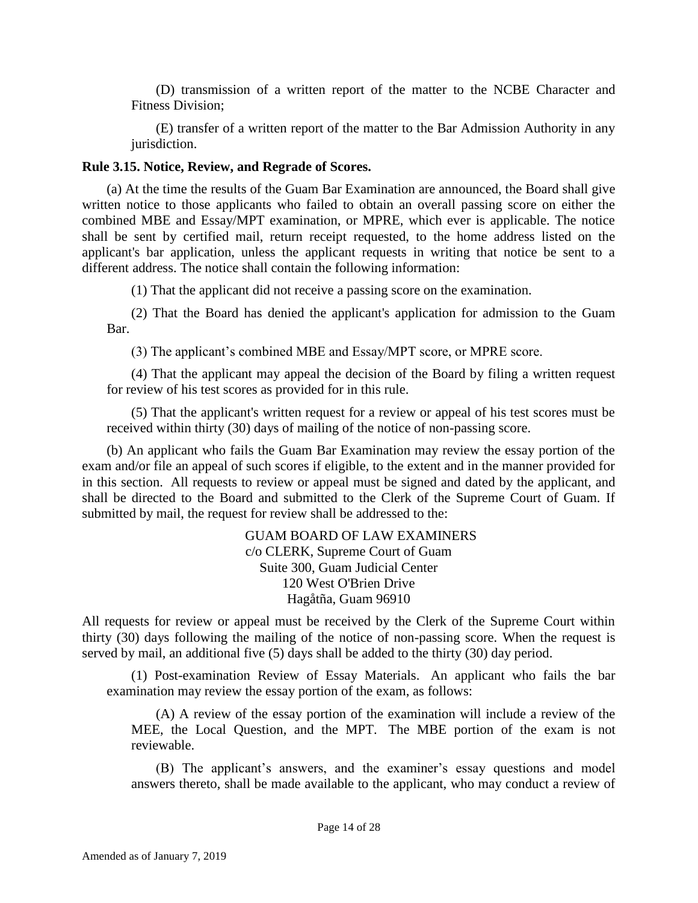(D) transmission of a written report of the matter to the NCBE Character and Fitness Division;

(E) transfer of a written report of the matter to the Bar Admission Authority in any jurisdiction.

**Rule 3.15. Notice, Review, and Regrade of Scores.**

(a) At the time the results of the Guam Bar Examination are announced, the Board shall give written notice to those applicants who failed to obtain an overall passing score on either the combined MBE and Essay/MPT examination, or MPRE, which ever is applicable. The notice shall be sent by certified mail, return receipt requested, to the home address listed on the applicant's bar application, unless the applicant requests in writing that notice be sent to a different address. The notice shall contain the following information:

(1) That the applicant did not receive a passing score on the examination.

(2) That the Board has denied the applicant's application for admission to the Guam Bar.

(3) The applicant's combined MBE and Essay/MPT score, or MPRE score.

(4) That the applicant may appeal the decision of the Board by filing a written request for review of his test scores as provided for in this rule.

(5) That the applicant's written request for a review or appeal of his test scores must be received within thirty (30) days of mailing of the notice of non-passing score.

(b) An applicant who fails the Guam Bar Examination may review the essay portion of the exam and/or file an appeal of such scores if eligible, to the extent and in the manner provided for in this section. All requests to review or appeal must be signed and dated by the applicant, and shall be directed to the Board and submitted to the Clerk of the Supreme Court of Guam. If submitted by mail, the request for review shall be addressed to the:

GUAM BOARD OF LAW EXAMINERS
c/o CLERK, Supreme Court of Guam
Suite 300, Guam Judicial Center
120 West O'Brien Drive
Hagåtña, Guam 96910

All requests for review or appeal must be received by the Clerk of the Supreme Court within thirty (30) days following the mailing of the notice of non-passing score. When the request is served by mail, an additional five (5) days shall be added to the thirty (30) day period.

(1) Post-examination Review of Essay Materials. An applicant who fails the bar examination may review the essay portion of the exam, as follows:

(A) A review of the essay portion of the examination will include a review of the MEE, the Local Question, and the MPT. The MBE portion of the exam is not reviewable.

(B) The applicant's answers, and the examiner's essay questions and model answers thereto, shall be made available to the applicant, who may conduct a review of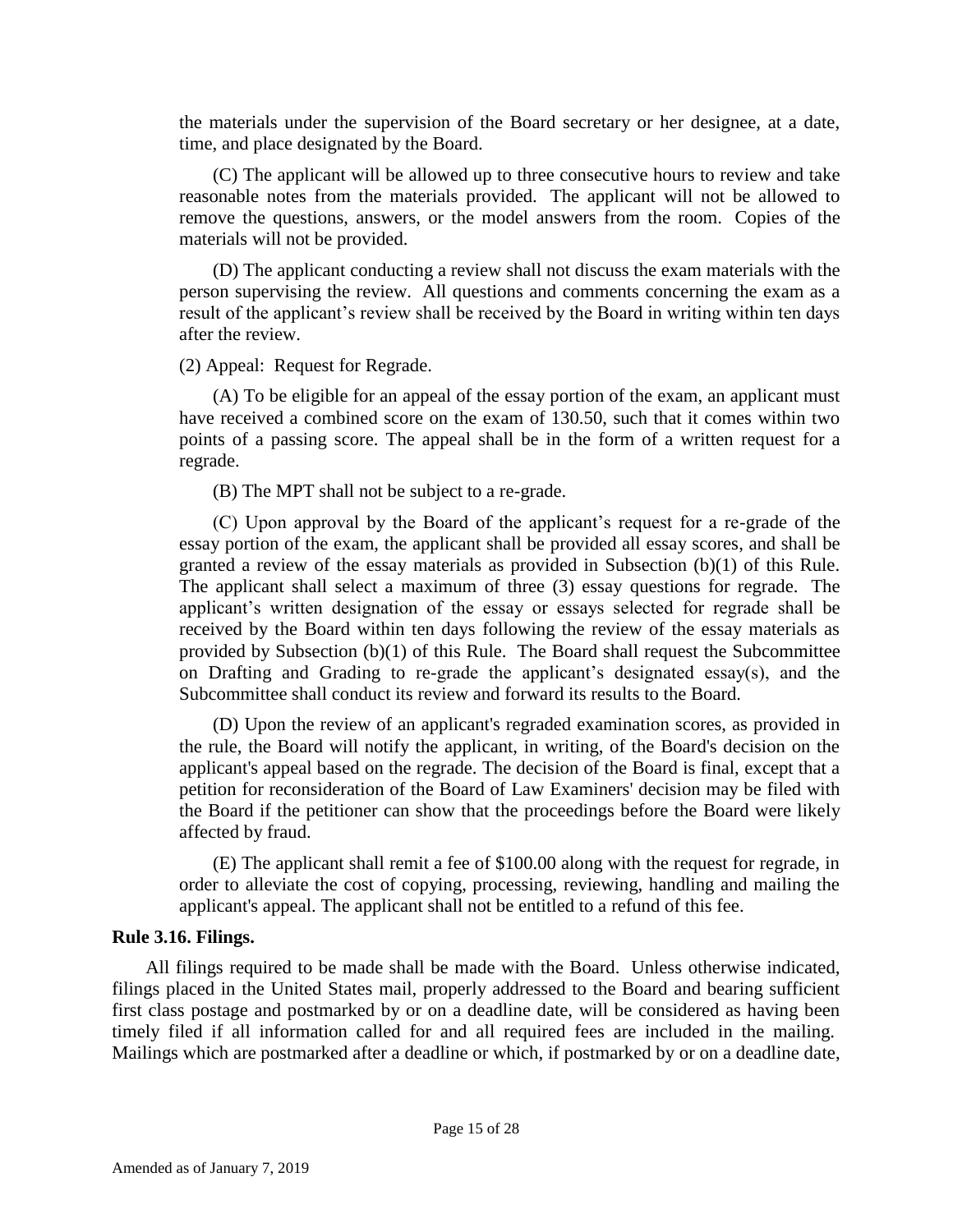the materials under the supervision of the Board secretary or her designee, at a date, time, and place designated by the Board.

(C) The applicant will be allowed up to three consecutive hours to review and take reasonable notes from the materials provided. The applicant will not be allowed to remove the questions, answers, or the model answers from the room. Copies of the materials will not be provided.

(D) The applicant conducting a review shall not discuss the exam materials with the person supervising the review. All questions and comments concerning the exam as a result of the applicant's review shall be received by the Board in writing within ten days after the review.

(2) Appeal: Request for Regrade.

(A) To be eligible for an appeal of the essay portion of the exam, an applicant must have received a combined score on the exam of 130.50, such that it comes within two points of a passing score. The appeal shall be in the form of a written request for a regrade.

(B) The MPT shall not be subject to a re-grade.

(C) Upon approval by the Board of the applicant's request for a re-grade of the essay portion of the exam, the applicant shall be provided all essay scores, and shall be granted a review of the essay materials as provided in Subsection (b)(1) of this Rule. The applicant shall select a maximum of three (3) essay questions for regrade. The applicant's written designation of the essay or essays selected for regrade shall be received by the Board within ten days following the review of the essay materials as provided by Subsection (b)(1) of this Rule. The Board shall request the Subcommittee on Drafting and Grading to re-grade the applicant's designated essay(s), and the Subcommittee shall conduct its review and forward its results to the Board.

(D) Upon the review of an applicant's regraded examination scores, as provided in the rule, the Board will notify the applicant, in writing, of the Board's decision on the applicant's appeal based on the regrade. The decision of the Board is final, except that a petition for reconsideration of the Board of Law Examiners' decision may be filed with the Board if the petitioner can show that the proceedings before the Board were likely affected by fraud.

(E) The applicant shall remit a fee of $100.00 along with the request for regrade, in order to alleviate the cost of copying, processing, reviewing, handling and mailing the applicant's appeal. The applicant shall not be entitled to a refund of this fee.

**Rule 3.16. Filings.**

All filings required to be made shall be made with the Board. Unless otherwise indicated, filings placed in the United States mail, properly addressed to the Board and bearing sufficient first class postage and postmarked by or on a deadline date, will be considered as having been timely filed if all information called for and all required fees are included in the mailing. Mailings which are postmarked after a deadline or which, if postmarked by or on a deadline date,

Amended as of January 7, 2019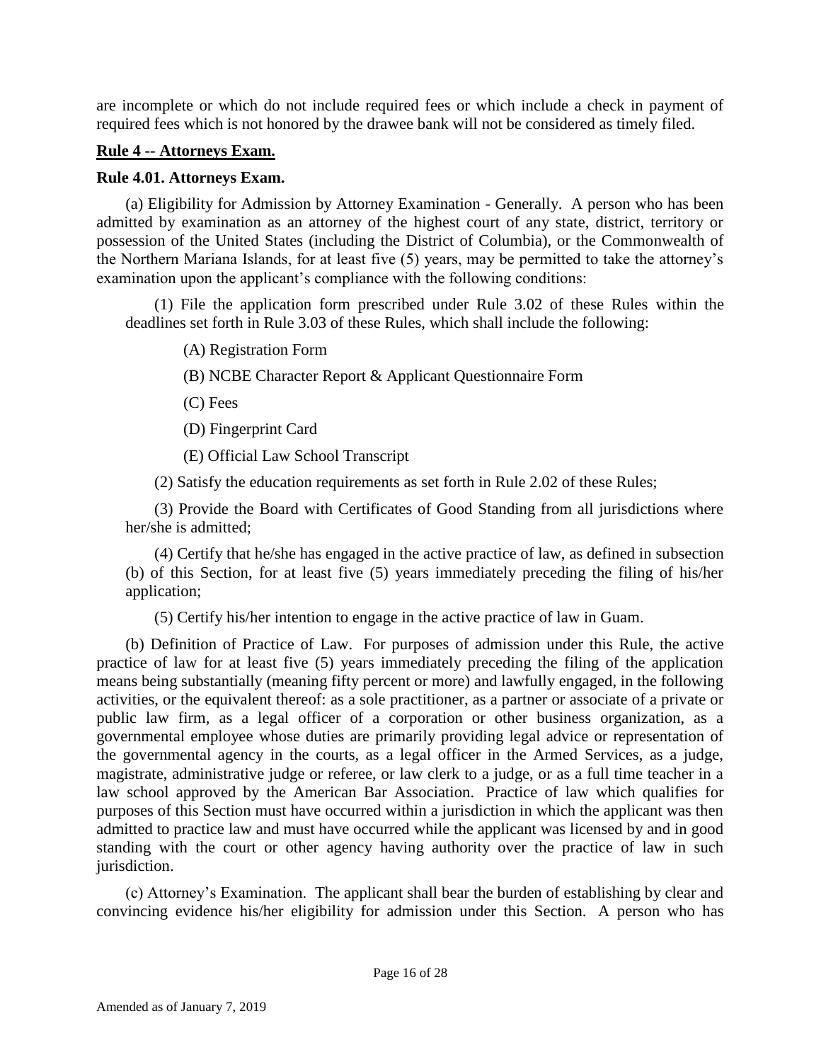are incomplete or which do not include required fees or which include a check in payment of required fees which is not honored by the drawee bank will not be considered as timely filed.

## Rule 4 -- Attorneys Exam.

### Rule 4.01. Attorneys Exam.

(a) Eligibility for Admission by Attorney Examination - Generally. A person who has been admitted by examination as an attorney of the highest court of any state, district, territory or possession of the United States (including the District of Columbia), or the Commonwealth of the Northern Mariana Islands, for at least five (5) years, may be permitted to take the attorney's examination upon the applicant's compliance with the following conditions:

(1) File the application form prescribed under Rule 3.02 of these Rules within the deadlines set forth in Rule 3.03 of these Rules, which shall include the following:

(A) Registration Form

(B) NCBE Character Report & Applicant Questionnaire Form

(C) Fees

(D) Fingerprint Card

(E) Official Law School Transcript

(2) Satisfy the education requirements as set forth in Rule 2.02 of these Rules;

(3) Provide the Board with Certificates of Good Standing from all jurisdictions where her/she is admitted;

(4) Certify that he/she has engaged in the active practice of law, as defined in subsection (b) of this Section, for at least five (5) years immediately preceding the filing of his/her application;

(5) Certify his/her intention to engage in the active practice of law in Guam.

(b) Definition of Practice of Law. For purposes of admission under this Rule, the active practice of law for at least five (5) years immediately preceding the filing of the application means being substantially (meaning fifty percent or more) and lawfully engaged, in the following activities, or the equivalent thereof: as a sole practitioner, as a partner or associate of a private or public law firm, as a legal officer of a corporation or other business organization, as a governmental employee whose duties are primarily providing legal advice or representation of the governmental agency in the courts, as a legal officer in the Armed Services, as a judge, magistrate, administrative judge or referee, or law clerk to a judge, or as a full time teacher in a law school approved by the American Bar Association. Practice of law which qualifies for purposes of this Section must have occurred within a jurisdiction in which the applicant was then admitted to practice law and must have occurred while the applicant was licensed by and in good standing with the court or other agency having authority over the practice of law in such jurisdiction.

(c) Attorney's Examination. The applicant shall bear the burden of establishing by clear and convincing evidence his/her eligibility for admission under this Section. A person who has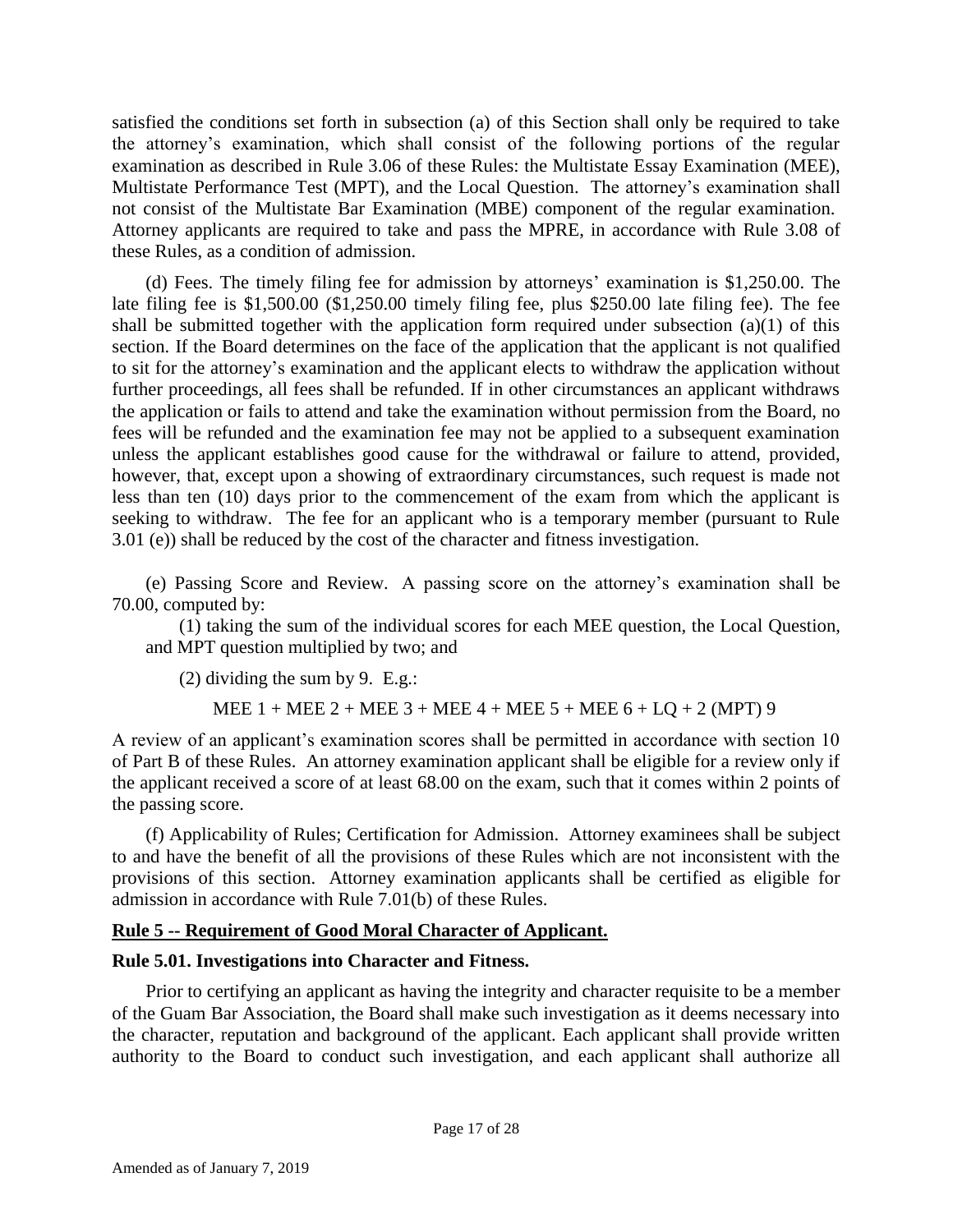satisfied the conditions set forth in subsection (a) of this Section shall only be required to take the attorney's examination, which shall consist of the following portions of the regular examination as described in Rule 3.06 of these Rules: the Multistate Essay Examination (MEE), Multistate Performance Test (MPT), and the Local Question. The attorney's examination shall not consist of the Multistate Bar Examination (MBE) component of the regular examination. Attorney applicants are required to take and pass the MPRE, in accordance with Rule 3.08 of these Rules, as a condition of admission.

(d) Fees. The timely filing fee for admission by attorneys' examination is $1,250.00. The late filing fee is $1,500.00 ($1,250.00 timely filing fee, plus $250.00 late filing fee). The fee shall be submitted together with the application form required under subsection (a)(1) of this section. If the Board determines on the face of the application that the applicant is not qualified to sit for the attorney's examination and the applicant elects to withdraw the application without further proceedings, all fees shall be refunded. If in other circumstances an applicant withdraws the application or fails to attend and take the examination without permission from the Board, no fees will be refunded and the examination fee may not be applied to a subsequent examination unless the applicant establishes good cause for the withdrawal or failure to attend, provided, however, that, except upon a showing of extraordinary circumstances, such request is made not less than ten (10) days prior to the commencement of the exam from which the applicant is seeking to withdraw. The fee for an applicant who is a temporary member (pursuant to Rule 3.01 (e)) shall be reduced by the cost of the character and fitness investigation.

(e) Passing Score and Review. A passing score on the attorney's examination shall be 70.00, computed by:

(1) taking the sum of the individual scores for each MEE question, the Local Question, and MPT question multiplied by two; and

(2) dividing the sum by 9. E.g.:

MEE 1 + MEE 2 + MEE 3 + MEE 4 + MEE 5 + MEE 6 + LQ + 2 (MPT) 9

A review of an applicant's examination scores shall be permitted in accordance with section 10 of Part B of these Rules. An attorney examination applicant shall be eligible for a review only if the applicant received a score of at least 68.00 on the exam, such that it comes within 2 points of the passing score.

(f) Applicability of Rules; Certification for Admission. Attorney examinees shall be subject to and have the benefit of all the provisions of these Rules which are not inconsistent with the provisions of this section. Attorney examination applicants shall be certified as eligible for admission in accordance with Rule 7.01(b) of these Rules.

## Rule 5 -- Requirement of Good Moral Character of Applicant.

### Rule 5.01. Investigations into Character and Fitness.

Prior to certifying an applicant as having the integrity and character requisite to be a member of the Guam Bar Association, the Board shall make such investigation as it deems necessary into the character, reputation and background of the applicant. Each applicant shall provide written authority to the Board to conduct such investigation, and each applicant shall authorize all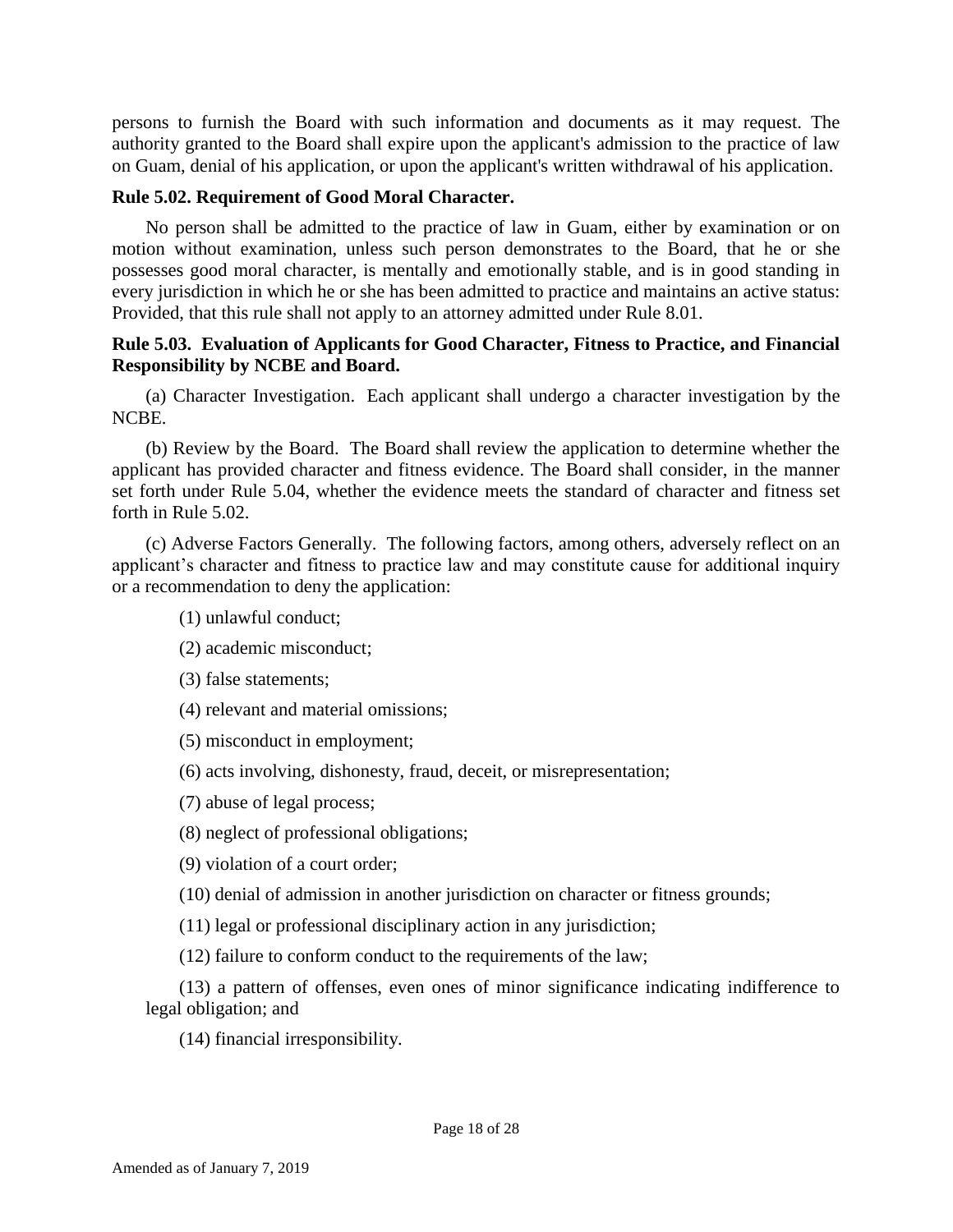persons to furnish the Board with such information and documents as it may request. The authority granted to the Board shall expire upon the applicant's admission to the practice of law on Guam, denial of his application, or upon the applicant's written withdrawal of his application.

**Rule 5.02. Requirement of Good Moral Character.**

No person shall be admitted to the practice of law in Guam, either by examination or on motion without examination, unless such person demonstrates to the Board, that he or she possesses good moral character, is mentally and emotionally stable, and is in good standing in every jurisdiction in which he or she has been admitted to practice and maintains an active status: Provided, that this rule shall not apply to an attorney admitted under Rule 8.01.

**Rule 5.03. Evaluation of Applicants for Good Character, Fitness to Practice, and Financial Responsibility by NCBE and Board.**

(a) Character Investigation. Each applicant shall undergo a character investigation by the NCBE.

(b) Review by the Board. The Board shall review the application to determine whether the applicant has provided character and fitness evidence. The Board shall consider, in the manner set forth under Rule 5.04, whether the evidence meets the standard of character and fitness set forth in Rule 5.02.

(c) Adverse Factors Generally. The following factors, among others, adversely reflect on an applicant's character and fitness to practice law and may constitute cause for additional inquiry or a recommendation to deny the application:

(1) unlawful conduct;

(2) academic misconduct;

(3) false statements;

(4) relevant and material omissions;

(5) misconduct in employment;

(6) acts involving, dishonesty, fraud, deceit, or misrepresentation;

(7) abuse of legal process;

(8) neglect of professional obligations;

(9) violation of a court order;

(10) denial of admission in another jurisdiction on character or fitness grounds;

(11) legal or professional disciplinary action in any jurisdiction;

(12) failure to conform conduct to the requirements of the law;

(13) a pattern of offenses, even ones of minor significance indicating indifference to legal obligation; and

(14) financial irresponsibility.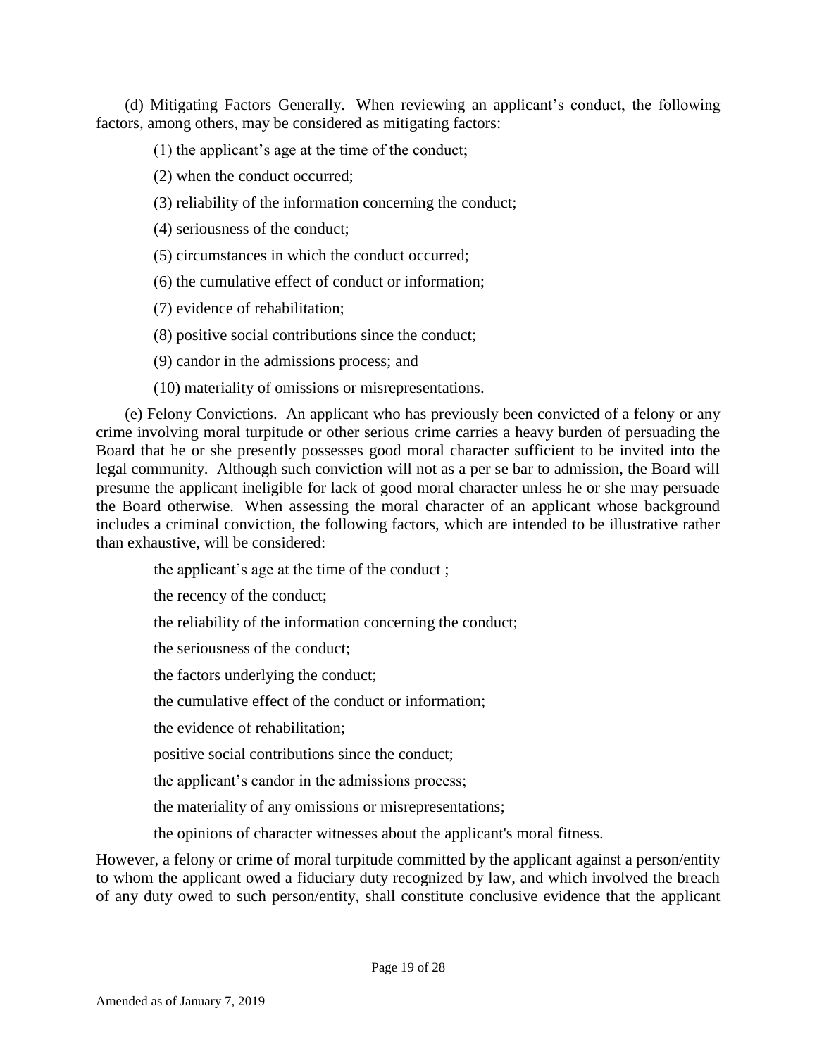(d) Mitigating Factors Generally. When reviewing an applicant's conduct, the following factors, among others, may be considered as mitigating factors:

(1) the applicant's age at the time of the conduct;

(2) when the conduct occurred;

(3) reliability of the information concerning the conduct;

(4) seriousness of the conduct;

(5) circumstances in which the conduct occurred;

(6) the cumulative effect of conduct or information;

(7) evidence of rehabilitation;

(8) positive social contributions since the conduct;

(9) candor in the admissions process; and

(10) materiality of omissions or misrepresentations.

(e) Felony Convictions. An applicant who has previously been convicted of a felony or any crime involving moral turpitude or other serious crime carries a heavy burden of persuading the Board that he or she presently possesses good moral character sufficient to be invited into the legal community. Although such conviction will not as a per se bar to admission, the Board will presume the applicant ineligible for lack of good moral character unless he or she may persuade the Board otherwise. When assessing the moral character of an applicant whose background includes a criminal conviction, the following factors, which are intended to be illustrative rather than exhaustive, will be considered:

the applicant's age at the time of the conduct ;

the recency of the conduct;

the reliability of the information concerning the conduct;

the seriousness of the conduct;

the factors underlying the conduct;

the cumulative effect of the conduct or information;

the evidence of rehabilitation;

positive social contributions since the conduct;

the applicant's candor in the admissions process;

the materiality of any omissions or misrepresentations;

the opinions of character witnesses about the applicant's moral fitness.

However, a felony or crime of moral turpitude committed by the applicant against a person/entity to whom the applicant owed a fiduciary duty recognized by law, and which involved the breach of any duty owed to such person/entity, shall constitute conclusive evidence that the applicant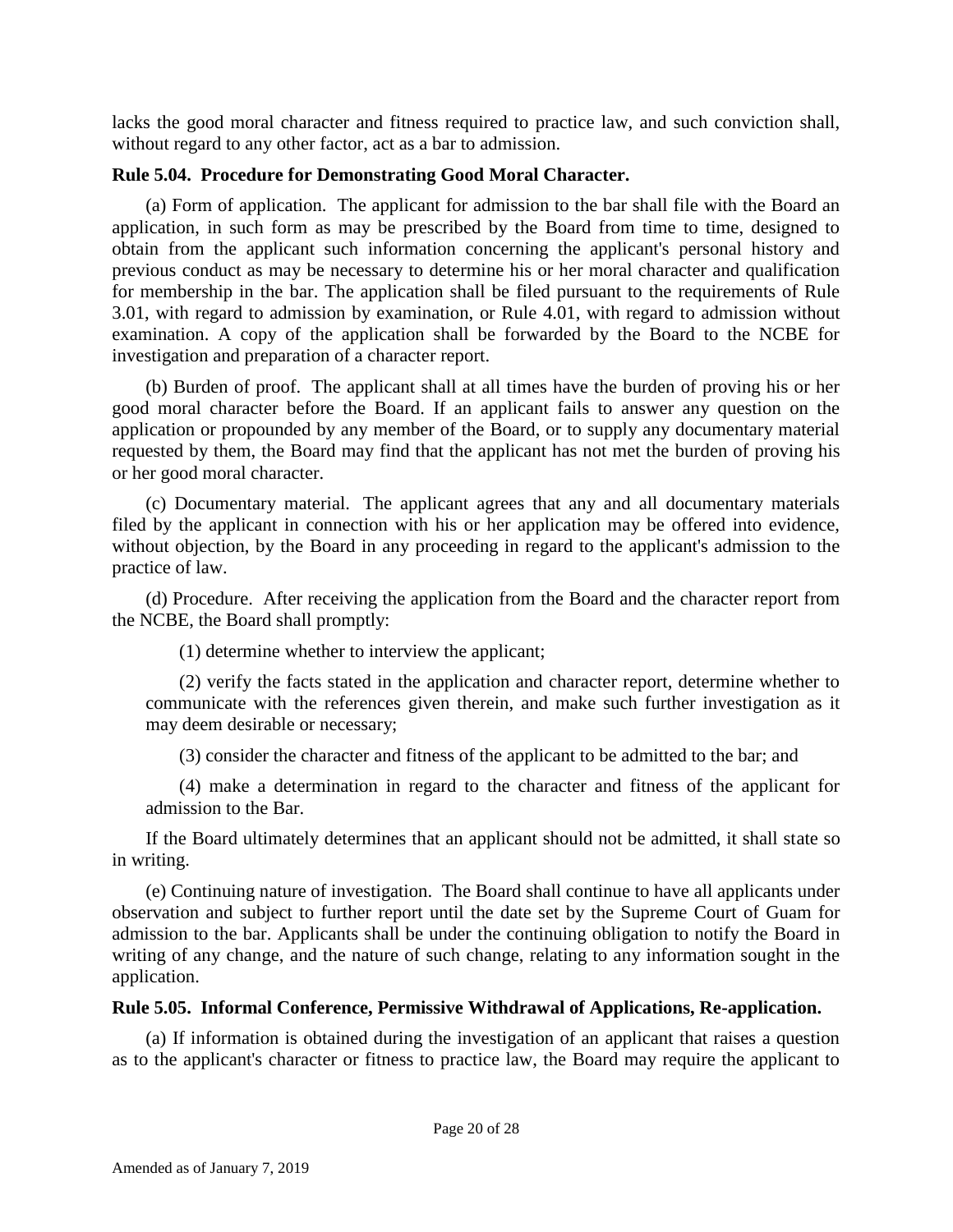lacks the good moral character and fitness required to practice law, and such conviction shall, without regard to any other factor, act as a bar to admission.

### Rule 5.04. Procedure for Demonstrating Good Moral Character.

(a) Form of application. The applicant for admission to the bar shall file with the Board an application, in such form as may be prescribed by the Board from time to time, designed to obtain from the applicant such information concerning the applicant's personal history and previous conduct as may be necessary to determine his or her moral character and qualification for membership in the bar. The application shall be filed pursuant to the requirements of Rule 3.01, with regard to admission by examination, or Rule 4.01, with regard to admission without examination. A copy of the application shall be forwarded by the Board to the NCBE for investigation and preparation of a character report.

(b) Burden of proof. The applicant shall at all times have the burden of proving his or her good moral character before the Board. If an applicant fails to answer any question on the application or propounded by any member of the Board, or to supply any documentary material requested by them, the Board may find that the applicant has not met the burden of proving his or her good moral character.

(c) Documentary material. The applicant agrees that any and all documentary materials filed by the applicant in connection with his or her application may be offered into evidence, without objection, by the Board in any proceeding in regard to the applicant's admission to the practice of law.

(d) Procedure. After receiving the application from the Board and the character report from the NCBE, the Board shall promptly:

(1) determine whether to interview the applicant;

(2) verify the facts stated in the application and character report, determine whether to communicate with the references given therein, and make such further investigation as it may deem desirable or necessary;

(3) consider the character and fitness of the applicant to be admitted to the bar; and

(4) make a determination in regard to the character and fitness of the applicant for admission to the Bar.

If the Board ultimately determines that an applicant should not be admitted, it shall state so in writing.

(e) Continuing nature of investigation. The Board shall continue to have all applicants under observation and subject to further report until the date set by the Supreme Court of Guam for admission to the bar. Applicants shall be under the continuing obligation to notify the Board in writing of any change, and the nature of such change, relating to any information sought in the application.

### Rule 5.05. Informal Conference, Permissive Withdrawal of Applications, Re-application.

(a) If information is obtained during the investigation of an applicant that raises a question as to the applicant's character or fitness to practice law, the Board may require the applicant to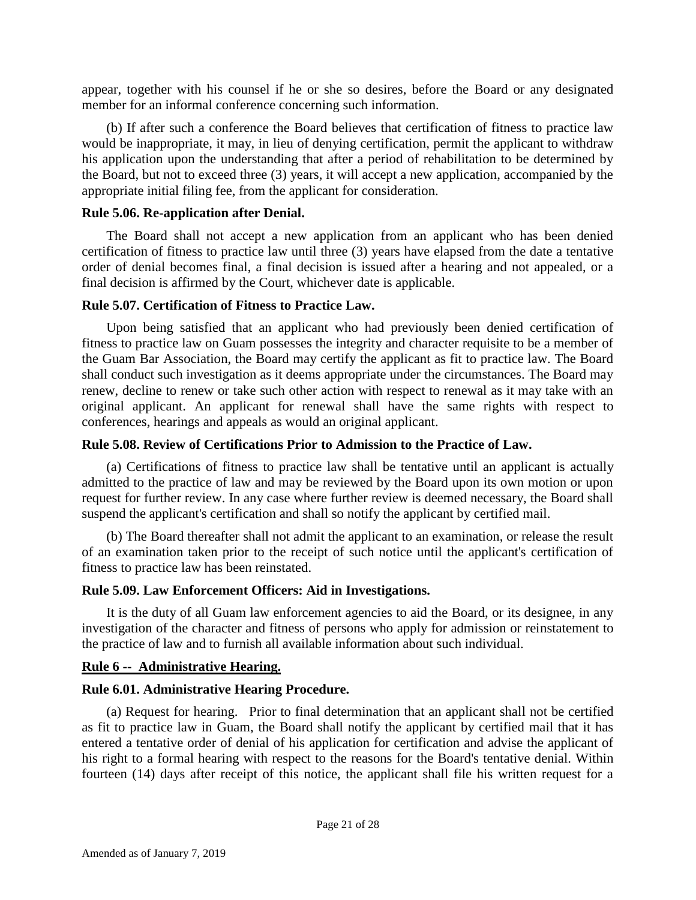appear, together with his counsel if he or she so desires, before the Board or any designated member for an informal conference concerning such information.

(b) If after such a conference the Board believes that certification of fitness to practice law would be inappropriate, it may, in lieu of denying certification, permit the applicant to withdraw his application upon the understanding that after a period of rehabilitation to be determined by the Board, but not to exceed three (3) years, it will accept a new application, accompanied by the appropriate initial filing fee, from the applicant for consideration.

**Rule 5.06. Re-application after Denial.**

The Board shall not accept a new application from an applicant who has been denied certification of fitness to practice law until three (3) years have elapsed from the date a tentative order of denial becomes final, a final decision is issued after a hearing and not appealed, or a final decision is affirmed by the Court, whichever date is applicable.

**Rule 5.07. Certification of Fitness to Practice Law.**

Upon being satisfied that an applicant who had previously been denied certification of fitness to practice law on Guam possesses the integrity and character requisite to be a member of the Guam Bar Association, the Board may certify the applicant as fit to practice law. The Board shall conduct such investigation as it deems appropriate under the circumstances. The Board may renew, decline to renew or take such other action with respect to renewal as it may take with an original applicant. An applicant for renewal shall have the same rights with respect to conferences, hearings and appeals as would an original applicant.

**Rule 5.08. Review of Certifications Prior to Admission to the Practice of Law.**

(a) Certifications of fitness to practice law shall be tentative until an applicant is actually admitted to the practice of law and may be reviewed by the Board upon its own motion or upon request for further review. In any case where further review is deemed necessary, the Board shall suspend the applicant's certification and shall so notify the applicant by certified mail.

(b) The Board thereafter shall not admit the applicant to an examination, or release the result of an examination taken prior to the receipt of such notice until the applicant's certification of fitness to practice law has been reinstated.

**Rule 5.09. Law Enforcement Officers: Aid in Investigations.**

It is the duty of all Guam law enforcement agencies to aid the Board, or its designee, in any investigation of the character and fitness of persons who apply for admission or reinstatement to the practice of law and to furnish all available information about such individual.

**Rule 6 -- Administrative Hearing.**

**Rule 6.01. Administrative Hearing Procedure.**

(a) Request for hearing. Prior to final determination that an applicant shall not be certified as fit to practice law in Guam, the Board shall notify the applicant by certified mail that it has entered a tentative order of denial of his application for certification and advise the applicant of his right to a formal hearing with respect to the reasons for the Board's tentative denial. Within fourteen (14) days after receipt of this notice, the applicant shall file his written request for a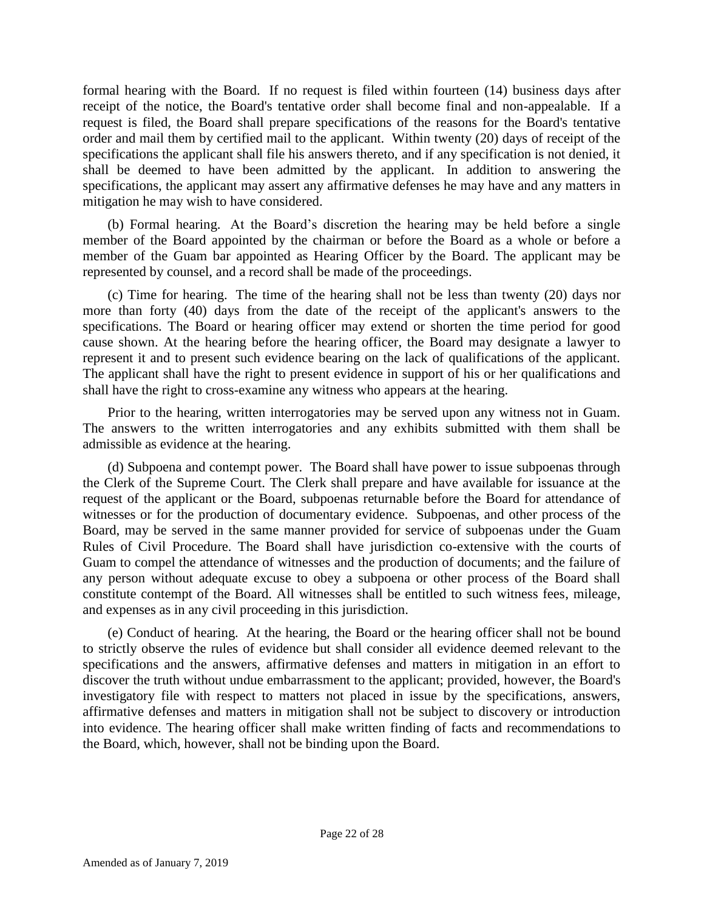formal hearing with the Board. If no request is filed within fourteen (14) business days after receipt of the notice, the Board's tentative order shall become final and non-appealable. If a request is filed, the Board shall prepare specifications of the reasons for the Board's tentative order and mail them by certified mail to the applicant. Within twenty (20) days of receipt of the specifications the applicant shall file his answers thereto, and if any specification is not denied, it shall be deemed to have been admitted by the applicant. In addition to answering the specifications, the applicant may assert any affirmative defenses he may have and any matters in mitigation he may wish to have considered.

(b) Formal hearing. At the Board's discretion the hearing may be held before a single member of the Board appointed by the chairman or before the Board as a whole or before a member of the Guam bar appointed as Hearing Officer by the Board. The applicant may be represented by counsel, and a record shall be made of the proceedings.

(c) Time for hearing. The time of the hearing shall not be less than twenty (20) days nor more than forty (40) days from the date of the receipt of the applicant's answers to the specifications. The Board or hearing officer may extend or shorten the time period for good cause shown. At the hearing before the hearing officer, the Board may designate a lawyer to represent it and to present such evidence bearing on the lack of qualifications of the applicant. The applicant shall have the right to present evidence in support of his or her qualifications and shall have the right to cross-examine any witness who appears at the hearing.

Prior to the hearing, written interrogatories may be served upon any witness not in Guam. The answers to the written interrogatories and any exhibits submitted with them shall be admissible as evidence at the hearing.

(d) Subpoena and contempt power. The Board shall have power to issue subpoenas through the Clerk of the Supreme Court. The Clerk shall prepare and have available for issuance at the request of the applicant or the Board, subpoenas returnable before the Board for attendance of witnesses or for the production of documentary evidence. Subpoenas, and other process of the Board, may be served in the same manner provided for service of subpoenas under the Guam Rules of Civil Procedure. The Board shall have jurisdiction co-extensive with the courts of Guam to compel the attendance of witnesses and the production of documents; and the failure of any person without adequate excuse to obey a subpoena or other process of the Board shall constitute contempt of the Board. All witnesses shall be entitled to such witness fees, mileage, and expenses as in any civil proceeding in this jurisdiction.

(e) Conduct of hearing. At the hearing, the Board or the hearing officer shall not be bound to strictly observe the rules of evidence but shall consider all evidence deemed relevant to the specifications and the answers, affirmative defenses and matters in mitigation in an effort to discover the truth without undue embarrassment to the applicant; provided, however, the Board's investigatory file with respect to matters not placed in issue by the specifications, answers, affirmative defenses and matters in mitigation shall not be subject to discovery or introduction into evidence. The hearing officer shall make written finding of facts and recommendations to the Board, which, however, shall not be binding upon the Board.

Amended as of January 7, 2019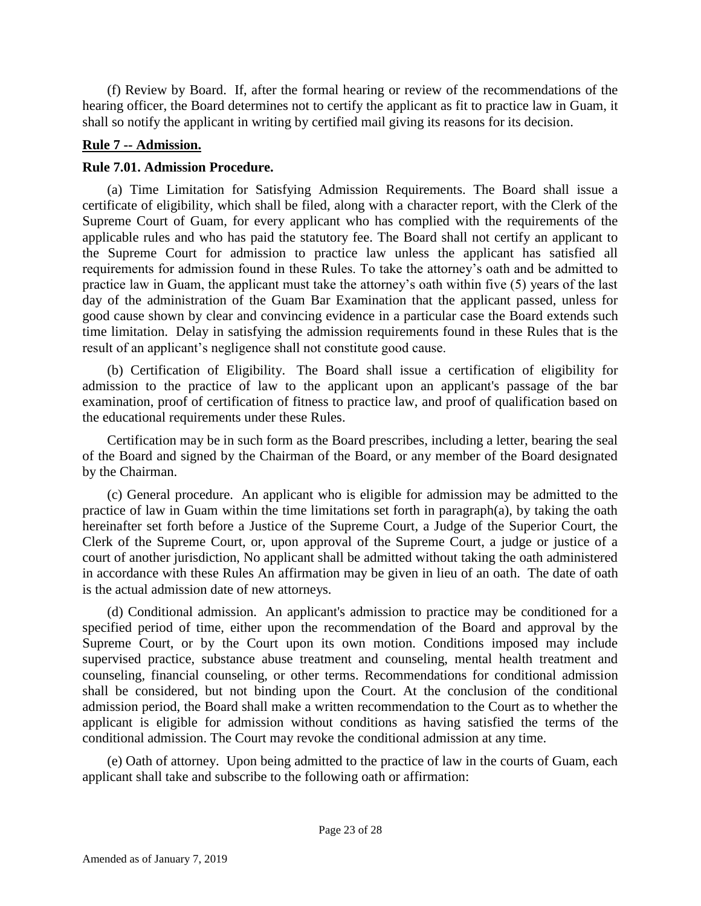(f) Review by Board. If, after the formal hearing or review of the recommendations of the hearing officer, the Board determines not to certify the applicant as fit to practice law in Guam, it shall so notify the applicant in writing by certified mail giving its reasons for its decision.

**Rule 7 -- Admission.**

**Rule 7.01. Admission Procedure.**

(a) Time Limitation for Satisfying Admission Requirements. The Board shall issue a certificate of eligibility, which shall be filed, along with a character report, with the Clerk of the Supreme Court of Guam, for every applicant who has complied with the requirements of the applicable rules and who has paid the statutory fee. The Board shall not certify an applicant to the Supreme Court for admission to practice law unless the applicant has satisfied all requirements for admission found in these Rules. To take the attorney's oath and be admitted to practice law in Guam, the applicant must take the attorney's oath within five (5) years of the last day of the administration of the Guam Bar Examination that the applicant passed, unless for good cause shown by clear and convincing evidence in a particular case the Board extends such time limitation. Delay in satisfying the admission requirements found in these Rules that is the result of an applicant's negligence shall not constitute good cause.

(b) Certification of Eligibility. The Board shall issue a certification of eligibility for admission to the practice of law to the applicant upon an applicant's passage of the bar examination, proof of certification of fitness to practice law, and proof of qualification based on the educational requirements under these Rules.

Certification may be in such form as the Board prescribes, including a letter, bearing the seal of the Board and signed by the Chairman of the Board, or any member of the Board designated by the Chairman.

(c) General procedure. An applicant who is eligible for admission may be admitted to the practice of law in Guam within the time limitations set forth in paragraph(a), by taking the oath hereinafter set forth before a Justice of the Supreme Court, a Judge of the Superior Court, the Clerk of the Supreme Court, or, upon approval of the Supreme Court, a judge or justice of a court of another jurisdiction, No applicant shall be admitted without taking the oath administered in accordance with these Rules An affirmation may be given in lieu of an oath. The date of oath is the actual admission date of new attorneys.

(d) Conditional admission. An applicant's admission to practice may be conditioned for a specified period of time, either upon the recommendation of the Board and approval by the Supreme Court, or by the Court upon its own motion. Conditions imposed may include supervised practice, substance abuse treatment and counseling, mental health treatment and counseling, financial counseling, or other terms. Recommendations for conditional admission shall be considered, but not binding upon the Court. At the conclusion of the conditional admission period, the Board shall make a written recommendation to the Court as to whether the applicant is eligible for admission without conditions as having satisfied the terms of the conditional admission. The Court may revoke the conditional admission at any time.

(e) Oath of attorney. Upon being admitted to the practice of law in the courts of Guam, each applicant shall take and subscribe to the following oath or affirmation: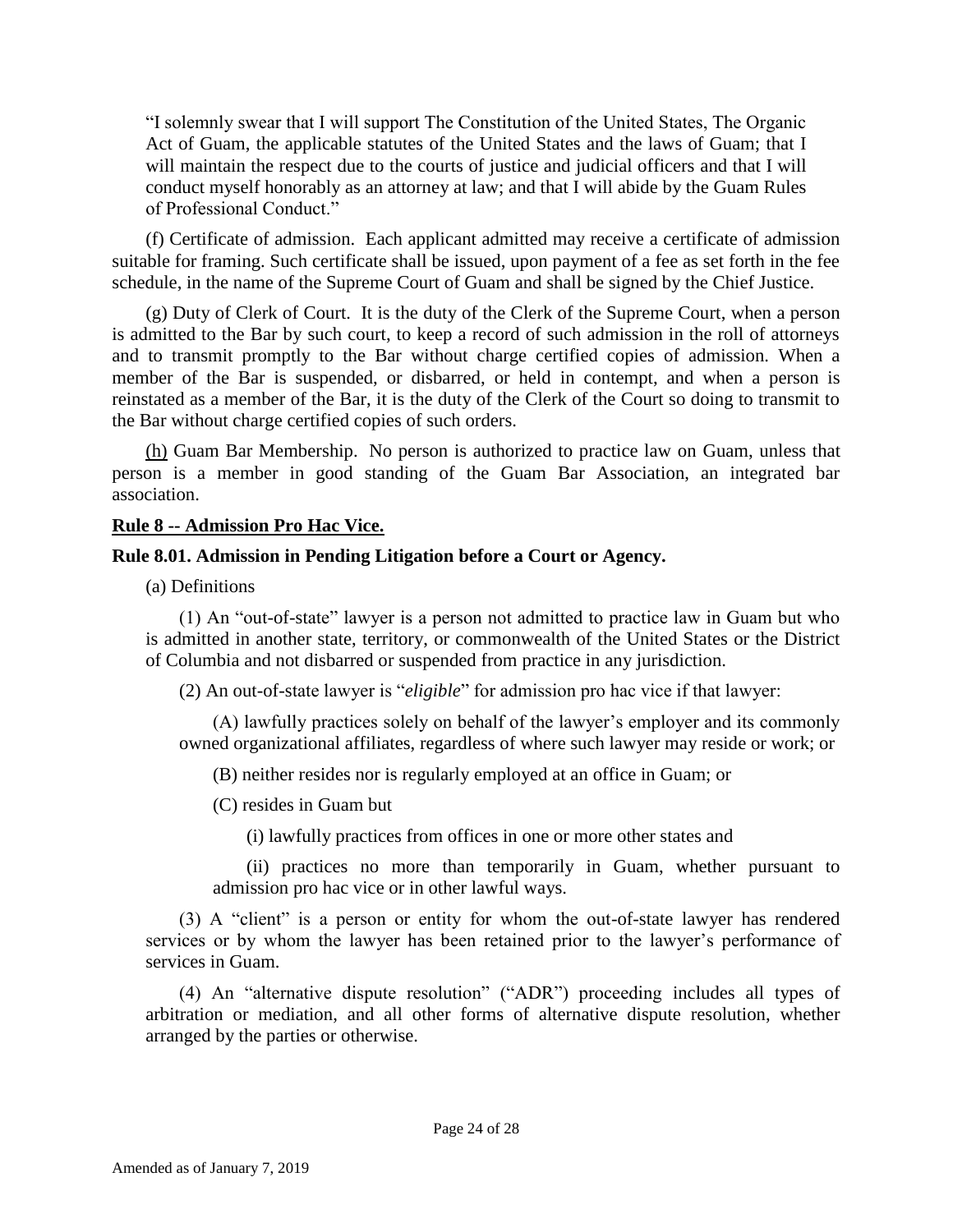"I solemnly swear that I will support The Constitution of the United States, The Organic Act of Guam, the applicable statutes of the United States and the laws of Guam; that I will maintain the respect due to the courts of justice and judicial officers and that I will conduct myself honorably as an attorney at law; and that I will abide by the Guam Rules of Professional Conduct."

(f) Certificate of admission. Each applicant admitted may receive a certificate of admission suitable for framing. Such certificate shall be issued, upon payment of a fee as set forth in the fee schedule, in the name of the Supreme Court of Guam and shall be signed by the Chief Justice.

(g) Duty of Clerk of Court. It is the duty of the Clerk of the Supreme Court, when a person is admitted to the Bar by such court, to keep a record of such admission in the roll of attorneys and to transmit promptly to the Bar without charge certified copies of admission. When a member of the Bar is suspended, or disbarred, or held in contempt, and when a person is reinstated as a member of the Bar, it is the duty of the Clerk of the Court so doing to transmit to the Bar without charge certified copies of such orders.

(h) Guam Bar Membership. No person is authorized to practice law on Guam, unless that person is a member in good standing of the Guam Bar Association, an integrated bar association.

**Rule 8 -- Admission Pro Hac Vice.**

**Rule 8.01. Admission in Pending Litigation before a Court or Agency.**

(a) Definitions

(1) An "out-of-state" lawyer is a person not admitted to practice law in Guam but who is admitted in another state, territory, or commonwealth of the United States or the District of Columbia and not disbarred or suspended from practice in any jurisdiction.

(2) An out-of-state lawyer is "*eligible*" for admission pro hac vice if that lawyer:

(A) lawfully practices solely on behalf of the lawyer's employer and its commonly owned organizational affiliates, regardless of where such lawyer may reside or work; or

(B) neither resides nor is regularly employed at an office in Guam; or

(C) resides in Guam but

(i) lawfully practices from offices in one or more other states and

(ii) practices no more than temporarily in Guam, whether pursuant to admission pro hac vice or in other lawful ways.

(3) A "client" is a person or entity for whom the out-of-state lawyer has rendered services or by whom the lawyer has been retained prior to the lawyer's performance of services in Guam.

(4) An "alternative dispute resolution" ("ADR") proceeding includes all types of arbitration or mediation, and all other forms of alternative dispute resolution, whether arranged by the parties or otherwise.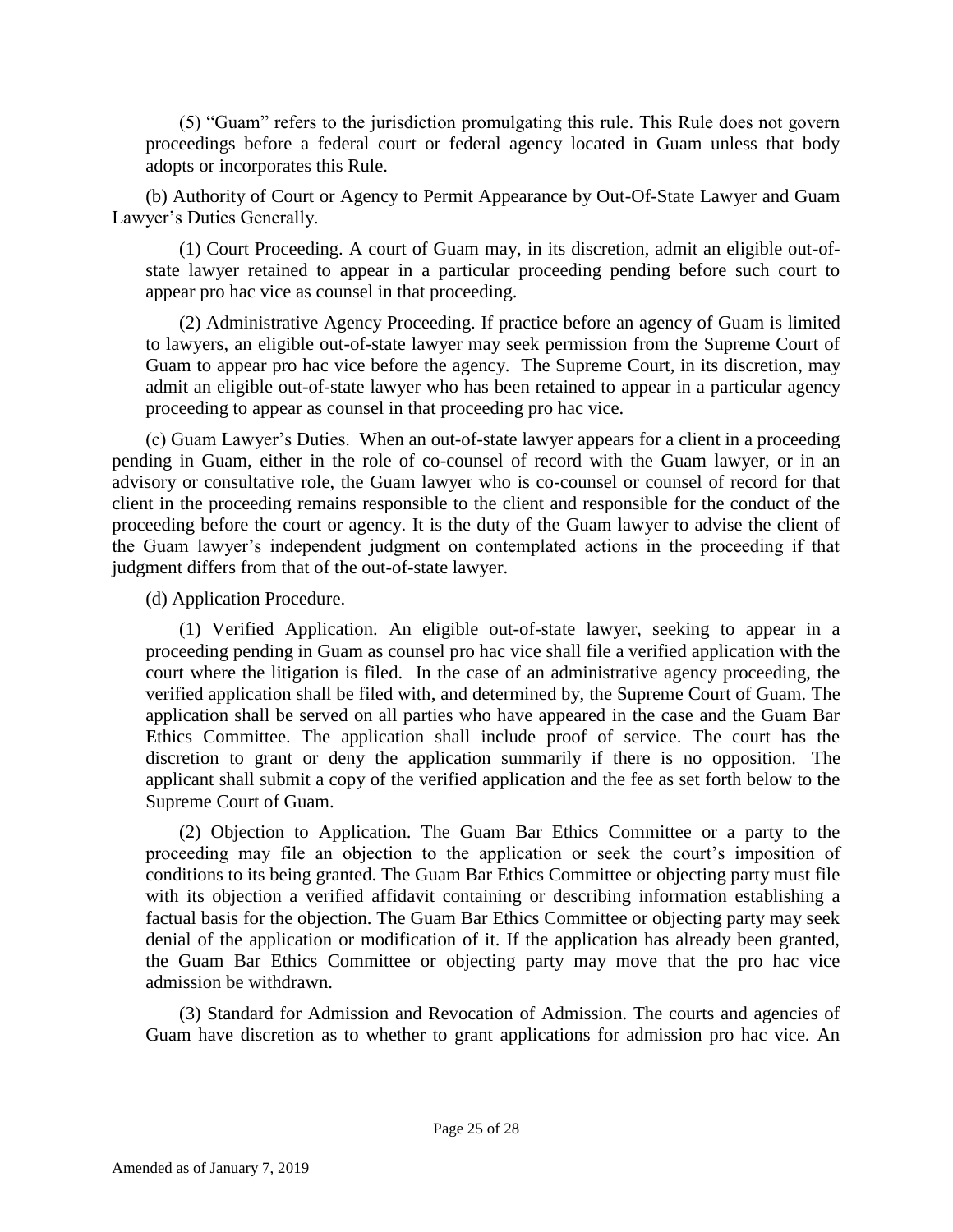(5) "Guam" refers to the jurisdiction promulgating this rule. This Rule does not govern proceedings before a federal court or federal agency located in Guam unless that body adopts or incorporates this Rule.

(b) Authority of Court or Agency to Permit Appearance by Out-Of-State Lawyer and Guam Lawyer's Duties Generally.

(1) Court Proceeding. A court of Guam may, in its discretion, admit an eligible out-of-state lawyer retained to appear in a particular proceeding pending before such court to appear pro hac vice as counsel in that proceeding.

(2) Administrative Agency Proceeding. If practice before an agency of Guam is limited to lawyers, an eligible out-of-state lawyer may seek permission from the Supreme Court of Guam to appear pro hac vice before the agency. The Supreme Court, in its discretion, may admit an eligible out-of-state lawyer who has been retained to appear in a particular agency proceeding to appear as counsel in that proceeding pro hac vice.

(c) Guam Lawyer's Duties. When an out-of-state lawyer appears for a client in a proceeding pending in Guam, either in the role of co-counsel of record with the Guam lawyer, or in an advisory or consultative role, the Guam lawyer who is co-counsel or counsel of record for that client in the proceeding remains responsible to the client and responsible for the conduct of the proceeding before the court or agency. It is the duty of the Guam lawyer to advise the client of the Guam lawyer's independent judgment on contemplated actions in the proceeding if that judgment differs from that of the out-of-state lawyer.

(d) Application Procedure.

(1) Verified Application. An eligible out-of-state lawyer, seeking to appear in a proceeding pending in Guam as counsel pro hac vice shall file a verified application with the court where the litigation is filed. In the case of an administrative agency proceeding, the verified application shall be filed with, and determined by, the Supreme Court of Guam. The application shall be served on all parties who have appeared in the case and the Guam Bar Ethics Committee. The application shall include proof of service. The court has the discretion to grant or deny the application summarily if there is no opposition. The applicant shall submit a copy of the verified application and the fee as set forth below to the Supreme Court of Guam.

(2) Objection to Application. The Guam Bar Ethics Committee or a party to the proceeding may file an objection to the application or seek the court's imposition of conditions to its being granted. The Guam Bar Ethics Committee or objecting party must file with its objection a verified affidavit containing or describing information establishing a factual basis for the objection. The Guam Bar Ethics Committee or objecting party may seek denial of the application or modification of it. If the application has already been granted, the Guam Bar Ethics Committee or objecting party may move that the pro hac vice admission be withdrawn.

(3) Standard for Admission and Revocation of Admission. The courts and agencies of Guam have discretion as to whether to grant applications for admission pro hac vice. An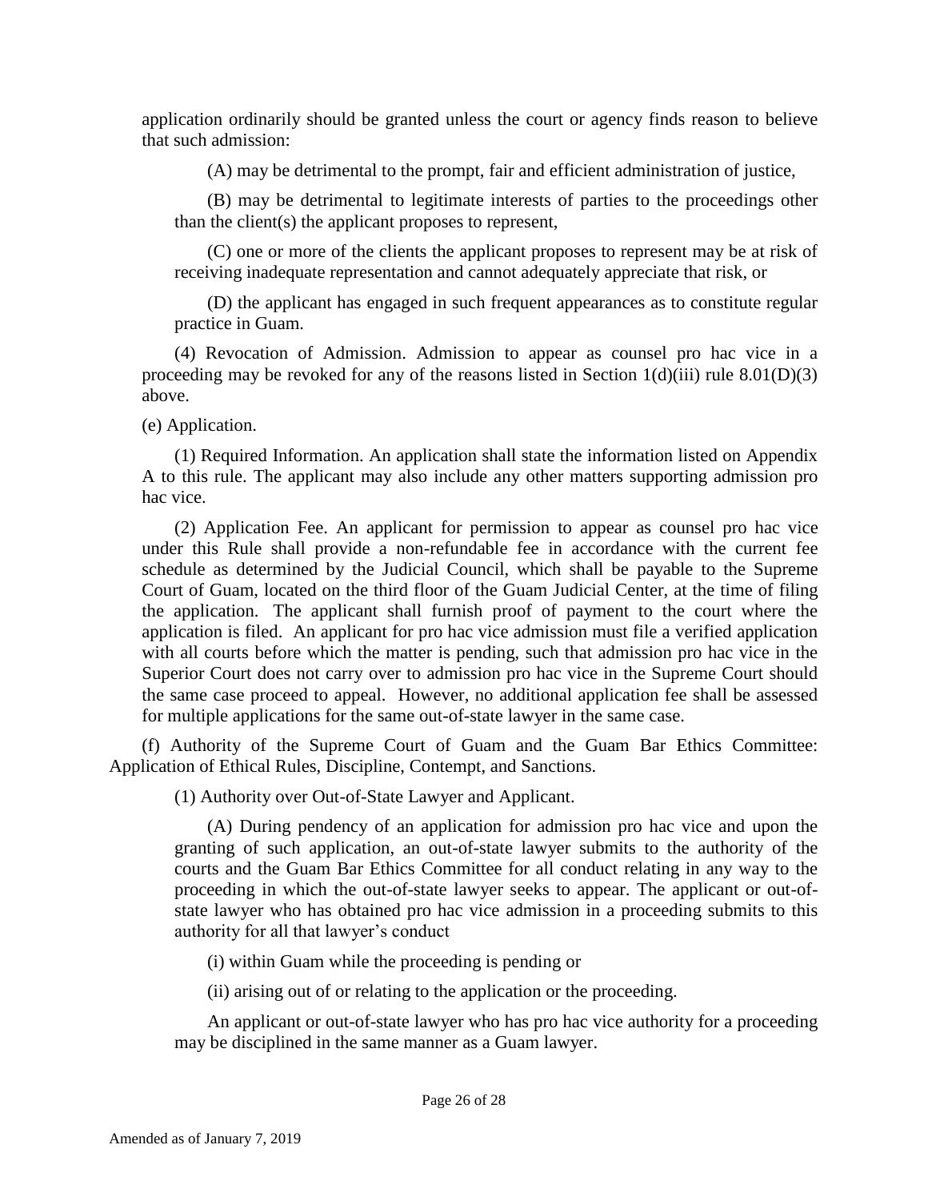application ordinarily should be granted unless the court or agency finds reason to believe that such admission:

(A) may be detrimental to the prompt, fair and efficient administration of justice,

(B) may be detrimental to legitimate interests of parties to the proceedings other than the client(s) the applicant proposes to represent,

(C) one or more of the clients the applicant proposes to represent may be at risk of receiving inadequate representation and cannot adequately appreciate that risk, or

(D) the applicant has engaged in such frequent appearances as to constitute regular practice in Guam.

(4) Revocation of Admission. Admission to appear as counsel pro hac vice in a proceeding may be revoked for any of the reasons listed in Section 1(d)(iii) rule 8.01(D)(3) above.

(e) Application.

(1) Required Information. An application shall state the information listed on Appendix A to this rule. The applicant may also include any other matters supporting admission pro hac vice.

(2) Application Fee. An applicant for permission to appear as counsel pro hac vice under this Rule shall provide a non-refundable fee in accordance with the current fee schedule as determined by the Judicial Council, which shall be payable to the Supreme Court of Guam, located on the third floor of the Guam Judicial Center, at the time of filing the application. The applicant shall furnish proof of payment to the court where the application is filed. An applicant for pro hac vice admission must file a verified application with all courts before which the matter is pending, such that admission pro hac vice in the Superior Court does not carry over to admission pro hac vice in the Supreme Court should the same case proceed to appeal. However, no additional application fee shall be assessed for multiple applications for the same out-of-state lawyer in the same case.

(f) Authority of the Supreme Court of Guam and the Guam Bar Ethics Committee: Application of Ethical Rules, Discipline, Contempt, and Sanctions.

(1) Authority over Out-of-State Lawyer and Applicant.

(A) During pendency of an application for admission pro hac vice and upon the granting of such application, an out-of-state lawyer submits to the authority of the courts and the Guam Bar Ethics Committee for all conduct relating in any way to the proceeding in which the out-of-state lawyer seeks to appear. The applicant or out-of-state lawyer who has obtained pro hac vice admission in a proceeding submits to this authority for all that lawyer's conduct

(i) within Guam while the proceeding is pending or

(ii) arising out of or relating to the application or the proceeding.

An applicant or out-of-state lawyer who has pro hac vice authority for a proceeding may be disciplined in the same manner as a Guam lawyer.

Amended as of January 7, 2019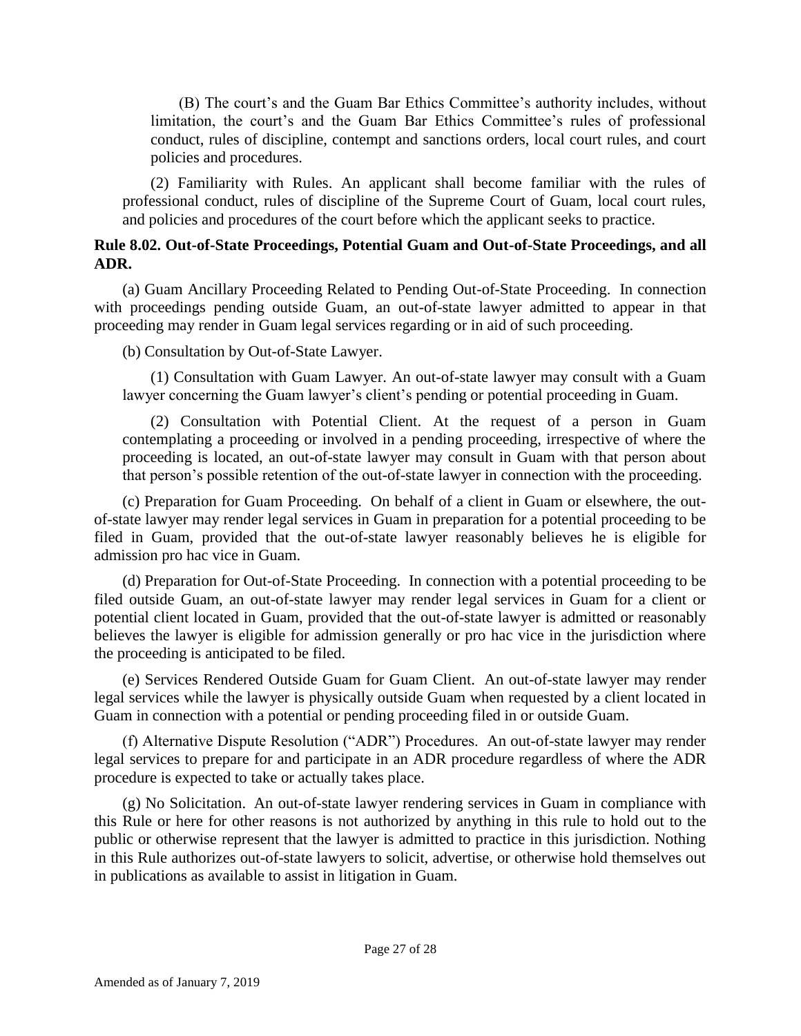(B) The court's and the Guam Bar Ethics Committee's authority includes, without limitation, the court's and the Guam Bar Ethics Committee's rules of professional conduct, rules of discipline, contempt and sanctions orders, local court rules, and court policies and procedures.

(2) Familiarity with Rules. An applicant shall become familiar with the rules of professional conduct, rules of discipline of the Supreme Court of Guam, local court rules, and policies and procedures of the court before which the applicant seeks to practice.

**Rule 8.02. Out-of-State Proceedings, Potential Guam and Out-of-State Proceedings, and all ADR.**

(a) Guam Ancillary Proceeding Related to Pending Out-of-State Proceeding. In connection with proceedings pending outside Guam, an out-of-state lawyer admitted to appear in that proceeding may render in Guam legal services regarding or in aid of such proceeding.

(b) Consultation by Out-of-State Lawyer.

(1) Consultation with Guam Lawyer. An out-of-state lawyer may consult with a Guam lawyer concerning the Guam lawyer's client's pending or potential proceeding in Guam.

(2) Consultation with Potential Client. At the request of a person in Guam contemplating a proceeding or involved in a pending proceeding, irrespective of where the proceeding is located, an out-of-state lawyer may consult in Guam with that person about that person's possible retention of the out-of-state lawyer in connection with the proceeding.

(c) Preparation for Guam Proceeding. On behalf of a client in Guam or elsewhere, the out-of-state lawyer may render legal services in Guam in preparation for a potential proceeding to be filed in Guam, provided that the out-of-state lawyer reasonably believes he is eligible for admission pro hac vice in Guam.

(d) Preparation for Out-of-State Proceeding. In connection with a potential proceeding to be filed outside Guam, an out-of-state lawyer may render legal services in Guam for a client or potential client located in Guam, provided that the out-of-state lawyer is admitted or reasonably believes the lawyer is eligible for admission generally or pro hac vice in the jurisdiction where the proceeding is anticipated to be filed.

(e) Services Rendered Outside Guam for Guam Client. An out-of-state lawyer may render legal services while the lawyer is physically outside Guam when requested by a client located in Guam in connection with a potential or pending proceeding filed in or outside Guam.

(f) Alternative Dispute Resolution ("ADR") Procedures. An out-of-state lawyer may render legal services to prepare for and participate in an ADR procedure regardless of where the ADR procedure is expected to take or actually takes place.

(g) No Solicitation. An out-of-state lawyer rendering services in Guam in compliance with this Rule or here for other reasons is not authorized by anything in this rule to hold out to the public or otherwise represent that the lawyer is admitted to practice in this jurisdiction. Nothing in this Rule authorizes out-of-state lawyers to solicit, advertise, or otherwise hold themselves out in publications as available to assist in litigation in Guam.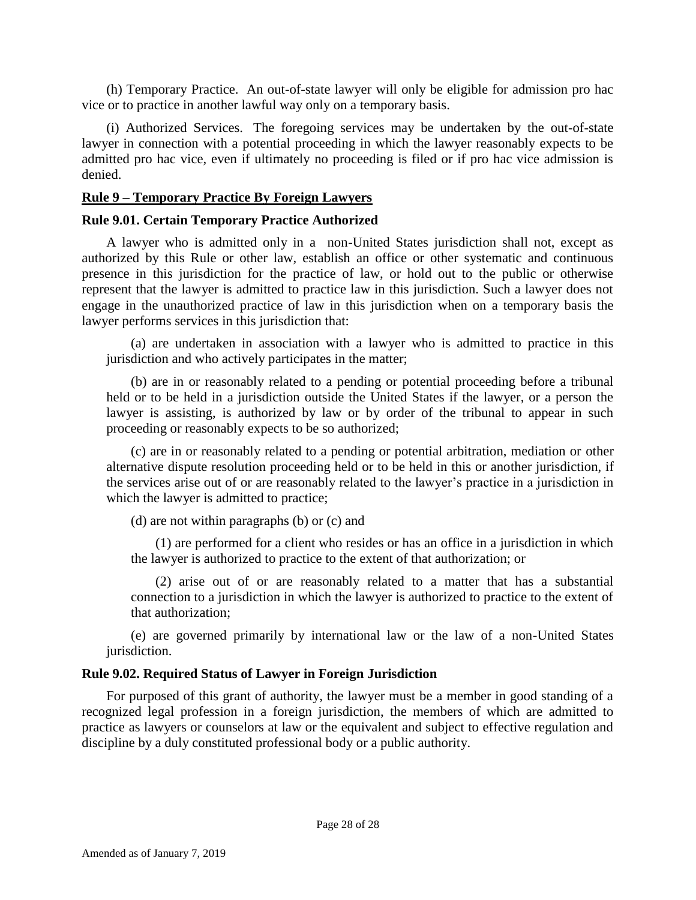(h) Temporary Practice. An out-of-state lawyer will only be eligible for admission pro hac vice or to practice in another lawful way only on a temporary basis.

(i) Authorized Services. The foregoing services may be undertaken by the out-of-state lawyer in connection with a potential proceeding in which the lawyer reasonably expects to be admitted pro hac vice, even if ultimately no proceeding is filed or if pro hac vice admission is denied.

## Rule 9 – Temporary Practice By Foreign Lawyers

### Rule 9.01. Certain Temporary Practice Authorized

A lawyer who is admitted only in a non-United States jurisdiction shall not, except as authorized by this Rule or other law, establish an office or other systematic and continuous presence in this jurisdiction for the practice of law, or hold out to the public or otherwise represent that the lawyer is admitted to practice law in this jurisdiction. Such a lawyer does not engage in the unauthorized practice of law in this jurisdiction when on a temporary basis the lawyer performs services in this jurisdiction that:

(a) are undertaken in association with a lawyer who is admitted to practice in this jurisdiction and who actively participates in the matter;

(b) are in or reasonably related to a pending or potential proceeding before a tribunal held or to be held in a jurisdiction outside the United States if the lawyer, or a person the lawyer is assisting, is authorized by law or by order of the tribunal to appear in such proceeding or reasonably expects to be so authorized;

(c) are in or reasonably related to a pending or potential arbitration, mediation or other alternative dispute resolution proceeding held or to be held in this or another jurisdiction, if the services arise out of or are reasonably related to the lawyer's practice in a jurisdiction in which the lawyer is admitted to practice;

(d) are not within paragraphs (b) or (c) and

(1) are performed for a client who resides or has an office in a jurisdiction in which the lawyer is authorized to practice to the extent of that authorization; or

(2) arise out of or are reasonably related to a matter that has a substantial connection to a jurisdiction in which the lawyer is authorized to practice to the extent of that authorization;

(e) are governed primarily by international law or the law of a non-United States jurisdiction.

### Rule 9.02. Required Status of Lawyer in Foreign Jurisdiction

For purposed of this grant of authority, the lawyer must be a member in good standing of a recognized legal profession in a foreign jurisdiction, the members of which are admitted to practice as lawyers or counselors at law or the equivalent and subject to effective regulation and discipline by a duly constituted professional body or a public authority.

Amended as of January 7, 2019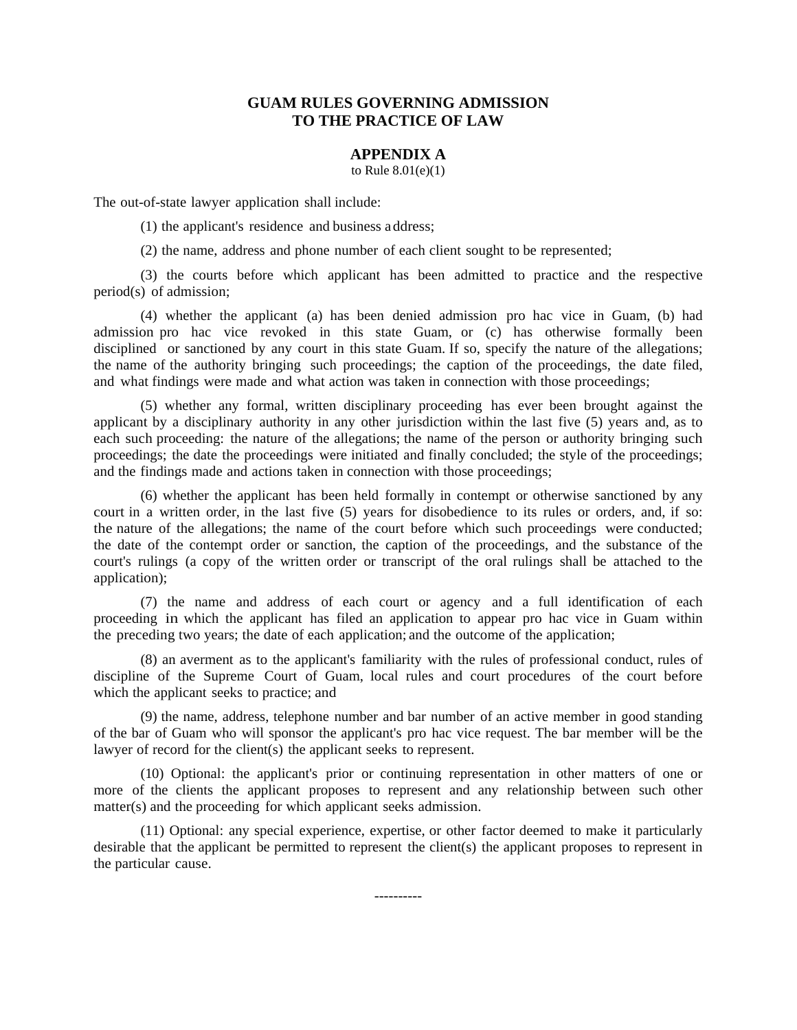# GUAM RULES GOVERNING ADMISSION TO THE PRACTICE OF LAW

## APPENDIX A

to Rule 8.01(e)(1)

The out-of-state lawyer application shall include:

(1) the applicant's residence and business address;

(2) the name, address and phone number of each client sought to be represented;

(3) the courts before which applicant has been admitted to practice and the respective period(s) of admission;

(4) whether the applicant (a) has been denied admission pro hac vice in Guam, (b) had admission pro hac vice revoked in this state Guam, or (c) has otherwise formally been disciplined or sanctioned by any court in this state Guam. If so, specify the nature of the allegations; the name of the authority bringing such proceedings; the caption of the proceedings, the date filed, and what findings were made and what action was taken in connection with those proceedings;

(5) whether any formal, written disciplinary proceeding has ever been brought against the applicant by a disciplinary authority in any other jurisdiction within the last five (5) years and, as to each such proceeding: the nature of the allegations; the name of the person or authority bringing such proceedings; the date the proceedings were initiated and finally concluded; the style of the proceedings; and the findings made and actions taken in connection with those proceedings;

(6) whether the applicant has been held formally in contempt or otherwise sanctioned by any court in a written order, in the last five (5) years for disobedience to its rules or orders, and, if so: the nature of the allegations; the name of the court before which such proceedings were conducted; the date of the contempt order or sanction, the caption of the proceedings, and the substance of the court's rulings (a copy of the written order or transcript of the oral rulings shall be attached to the application);

(7) the name and address of each court or agency and a full identification of each proceeding in which the applicant has filed an application to appear pro hac vice in Guam within the preceding two years; the date of each application; and the outcome of the application;

(8) an averment as to the applicant's familiarity with the rules of professional conduct, rules of discipline of the Supreme Court of Guam, local rules and court procedures of the court before which the applicant seeks to practice; and

(9) the name, address, telephone number and bar number of an active member in good standing of the bar of Guam who will sponsor the applicant's pro hac vice request. The bar member will be the lawyer of record for the client(s) the applicant seeks to represent.

(10) Optional: the applicant's prior or continuing representation in other matters of one or more of the clients the applicant proposes to represent and any relationship between such other matter(s) and the proceeding for which applicant seeks admission.

(11) Optional: any special experience, expertise, or other factor deemed to make it particularly desirable that the applicant be permitted to represent the client(s) the applicant proposes to represent in the particular cause.

----------